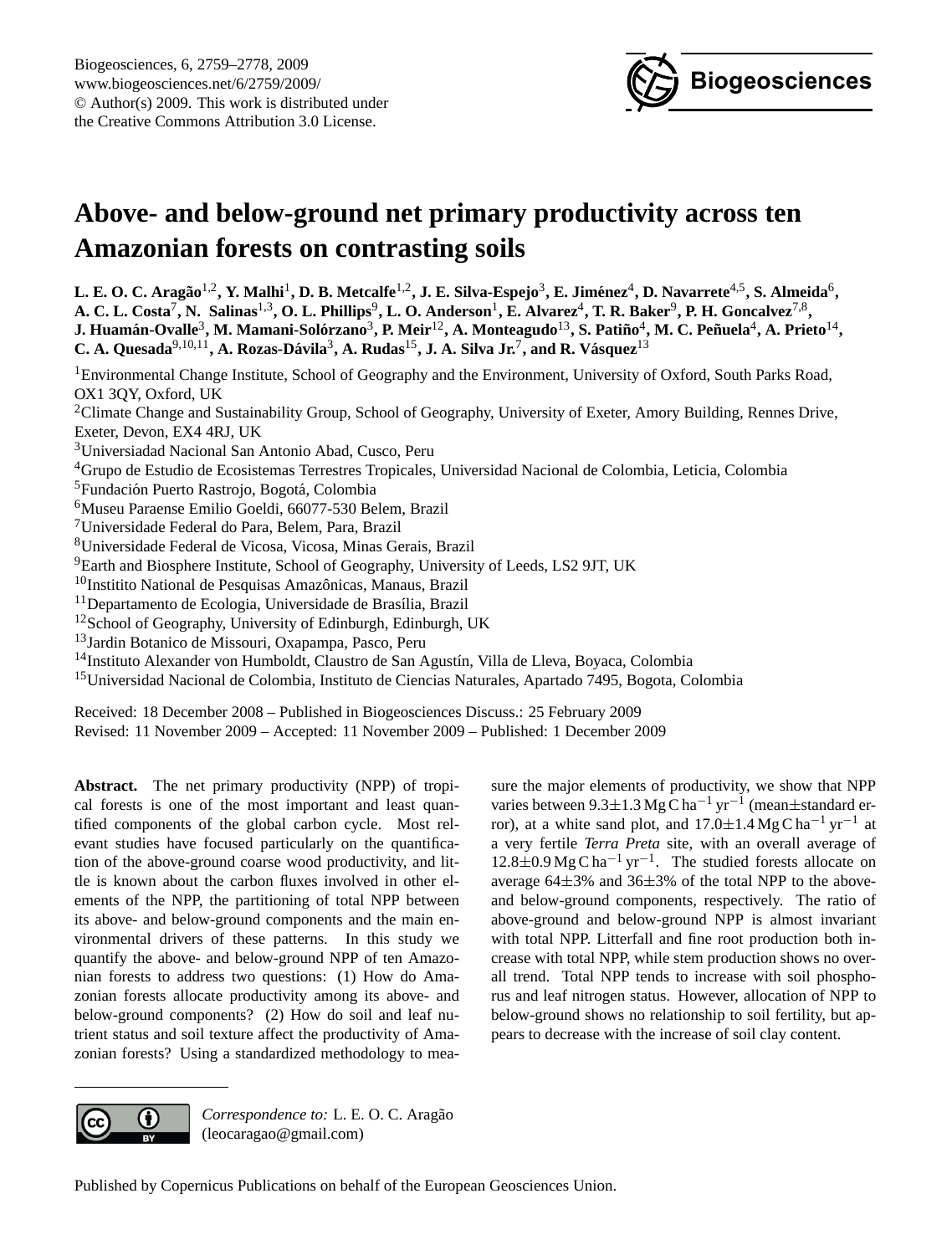Biogeosciences, 6, 2759–2778, 2009
www.biogeosciences.net/6/2759/2009/
© Author(s) 2009. This work is distributed under the Creative Commons Attribution 3.0 License.

# Above- and below-ground net primary productivity across ten Amazonian forests on contrasting soils

**L. E. O. C. Aragão[1,2], Y. Malhi[1], D. B. Metcalfe[1,2], J. E. Silva-Espejo[3], E. Jiménez[4], D. Navarrete[4,5], S. Almeida[6], A. C. L. Costa[7], N. Salinas[1,3], O. L. Phillips[9], L. O. Anderson[1], E. Alvarez[4], T. R. Baker[9], P. H. Goncalvez[7,8], J. Huamán-Ovalle[3], M. Mamani-Solórzano[3], P. Meir[12], A. Monteagudo[13], S. Patiño[4], M. C. Peñuela[4], A. Prieto[14], C. A. Quesada[9,10,11], A. Rozas-Dávila[3], A. Rudas[15], J. A. Silva Jr.[7], and R. Vásquez[13]**

[1]Environmental Change Institute, School of Geography and the Environment, University of Oxford, South Parks Road, OX1 3QY, Oxford, UK
[2]Climate Change and Sustainability Group, School of Geography, University of Exeter, Amory Building, Rennes Drive, Exeter, Devon, EX4 4RJ, UK
[3]Universiadad Nacional San Antonio Abad, Cusco, Peru
[4]Grupo de Estudio de Ecosistemas Terrestres Tropicales, Universidad Nacional de Colombia, Leticia, Colombia
[5]Fundación Puerto Rastrojo, Bogotá, Colombia
[6]Museu Paraense Emilio Goeldi, 66077-530 Belem, Brazil
[7]Universidade Federal do Para, Belem, Para, Brazil
[8]Universidade Federal de Vicosa, Vicosa, Minas Gerais, Brazil
[9]Earth and Biosphere Institute, School of Geography, University of Leeds, LS2 9JT, UK
[10]Instituto National de Pesquisas Amazônicas, Manaus, Brazil
[11]Departamento de Ecologia, Universidade de Brasília, Brazil
[12]School of Geography, University of Edinburgh, Edinburgh, UK
[13]Jardin Botanico de Missouri, Oxapampa, Pasco, Peru
[14]Instituto Alexander von Humboldt, Claustro de San Agustín, Villa de Lleva, Boyaca, Colombia
[15]Universidad Nacional de Colombia, Instituto de Ciencias Naturales, Apartado 7495, Bogota, Colombia

Received: 18 December 2008 – Published in Biogeosciences Discuss.: 25 February 2009
Revised: 11 November 2009 – Accepted: 11 November 2009 – Published: 1 December 2009

**Abstract.** The net primary productivity (NPP) of tropical forests is one of the most important and least quantified components of the global carbon cycle. Most relevant studies have focused particularly on the quantification of the above-ground coarse wood productivity, and little is known about the carbon fluxes involved in other elements of the NPP, the partitioning of total NPP between its above- and below-ground components and the main environmental drivers of these patterns. In this study we quantify the above- and below-ground NPP of ten Amazonian forests to address two questions: (1) How do Amazonian forests allocate productivity among its above- and below-ground components? (2) How do soil and leaf nutrient status and soil texture affect the productivity of Amazonian forests? Using a standardized methodology to measure the major elements of productivity, we show that NPP varies between $9.3\pm1.3$ Mg C ha$^{-1}$ yr$^{-1}$ (mean±standard error), at a white sand plot, and $17.0\pm1.4$ Mg C ha$^{-1}$ yr$^{-1}$ at a very fertile *Terra Preta* site, with an overall average of $12.8\pm0.9$ Mg C ha$^{-1}$ yr$^{-1}$. The studied forests allocate on average $64\pm3$% and $36\pm3$% of the total NPP to the above- and below-ground components, respectively. The ratio of above-ground and below-ground NPP is almost invariant with total NPP. Litterfall and fine root production both increase with total NPP, while stem production shows no overall trend. Total NPP tends to increase with soil phosphorus and leaf nitrogen status. However, allocation of NPP to below-ground shows no relationship to soil fertility, but appears to decrease with the increase of soil clay content.

*Correspondence to:* L. E. O. C. Aragão (leocaragao@gmail.com)

Published by Copernicus Publications on behalf of the European Geosciences Union.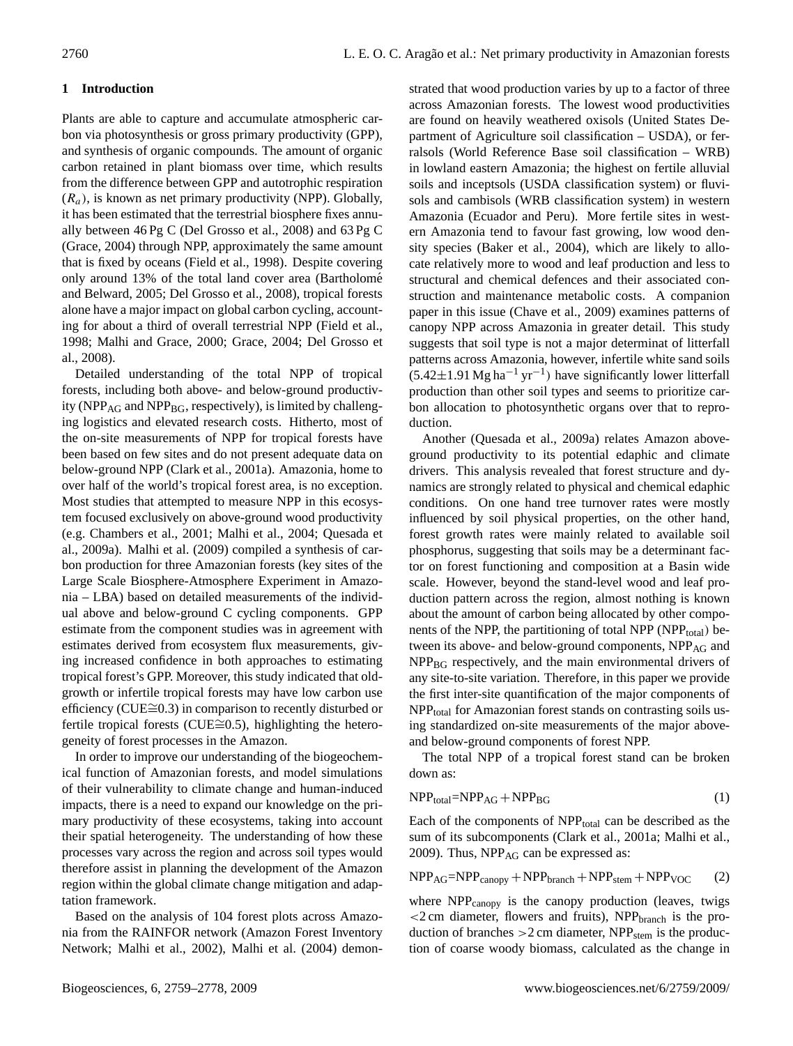## 1 Introduction

Plants are able to capture and accumulate atmospheric carbon via photosynthesis or gross primary productivity (GPP), and synthesis of organic compounds. The amount of organic carbon retained in plant biomass over time, which results from the difference between GPP and autotrophic respiration ($R_a$), is known as net primary productivity (NPP). Globally, it has been estimated that the terrestrial biosphere fixes annually between 46 Pg C (Del Grosso et al., 2008) and 63 Pg C (Grace, 2004) through NPP, approximately the same amount that is fixed by oceans (Field et al., 1998). Despite covering only around 13% of the total land cover area (Bartholomé and Belward, 2005; Del Grosso et al., 2008), tropical forests alone have a major impact on global carbon cycling, accounting for about a third of overall terrestrial NPP (Field et al., 1998; Malhi and Grace, 2000; Grace, 2004; Del Grosso et al., 2008).

Detailed understanding of the total NPP of tropical forests, including both above- and below-ground productivity ($NPP_{AG}$ and $NPP_{BG}$, respectively), is limited by challenging logistics and elevated research costs. Hitherto, most of the on-site measurements of NPP for tropical forests have been based on few sites and do not present adequate data on below-ground NPP (Clark et al., 2001a). Amazonia, home to over half of the world's tropical forest area, is no exception. Most studies that attempted to measure NPP in this ecosystem focused exclusively on above-ground wood productivity (e.g. Chambers et al., 2001; Malhi et al., 2004; Quesada et al., 2009a). Malhi et al. (2009) compiled a synthesis of carbon production for three Amazonian forests (key sites of the Large Scale Biosphere-Atmosphere Experiment in Amazonia – LBA) based on detailed measurements of the individual above and below-ground C cycling components. GPP estimate from the component studies was in agreement with estimates derived from ecosystem flux measurements, giving increased confidence in both approaches to estimating tropical forest's GPP. Moreover, this study indicated that old-growth or infertile tropical forests may have low carbon use efficiency (CUE≅0.3) in comparison to recently disturbed or fertile tropical forests (CUE≅0.5), highlighting the heterogeneity of forest processes in the Amazon.

In order to improve our understanding of the biogeochemical function of Amazonian forests, and model simulations of their vulnerability to climate change and human-induced impacts, there is a need to expand our knowledge on the primary productivity of these ecosystems, taking into account their spatial heterogeneity. The understanding of how these processes vary across the region and across soil types would therefore assist in planning the development of the Amazon region within the global climate change mitigation and adaptation framework.

Based on the analysis of 104 forest plots across Amazonia from the RAINFOR network (Amazon Forest Inventory Network; Malhi et al., 2002), Malhi et al. (2004) demonstrated that wood production varies by up to a factor of three across Amazonian forests. The lowest wood productivities are found on heavily weathered oxisols (United States Department of Agriculture soil classification – USDA), or ferralsols (World Reference Base soil classification – WRB) in lowland eastern Amazonia; the highest on fertile alluvial soils and inceptsols (USDA classification system) or fluvisols and cambisols (WRB classification system) in western Amazonia (Ecuador and Peru). More fertile sites in western Amazonia tend to favour fast growing, low wood density species (Baker et al., 2004), which are likely to allocate relatively more to wood and leaf production and less to structural and chemical defences and their associated construction and maintenance metabolic costs. A companion paper in this issue (Chave et al., 2009) examines patterns of canopy NPP across Amazonia in greater detail. This study suggests that soil type is not a major determinat of litterfall patterns across Amazonia, however, infertile white sand soils ($5.42\pm1.91$ Mg ha$^{-1}$ yr$^{-1}$) have significantly lower litterfall production than other soil types and seems to prioritize carbon allocation to photosynthetic organs over that to reproduction.

Another (Quesada et al., 2009a) relates Amazon above-ground productivity to its potential edaphic and climate drivers. This analysis revealed that forest structure and dynamics are strongly related to physical and chemical edaphic conditions. On one hand tree turnover rates were mostly influenced by soil physical properties, on the other hand, forest growth rates were mainly related to available soil phosphorus, suggesting that soils may be a determinant factor on forest functioning and composition at a Basin wide scale. However, beyond the stand-level wood and leaf production pattern across the region, almost nothing is known about the amount of carbon being allocated by other components of the NPP, the partitioning of total NPP ($NPP_{total}$) between its above- and below-ground components, $NPP_{AG}$ and $NPP_{BG}$ respectively, and the main environmental drivers of any site-to-site variation. Therefore, in this paper we provide the first inter-site quantification of the major components of $NPP_{total}$ for Amazonian forest stands on contrasting soils using standardized on-site measurements of the major above- and below-ground components of forest NPP.

The total NPP of a tropical forest stand can be broken down as:

$$NPP_{total} = NPP_{AG} + NPP_{BG} \tag{1}$$

Each of the components of $NPP_{total}$ can be described as the sum of its subcomponents (Clark et al., 2001a; Malhi et al., 2009). Thus, $NPP_{AG}$ can be expressed as:

$$NPP_{AG} = NPP_{canopy} + NPP_{branch} + NPP_{stem} + NPP_{VOC} \tag{2}$$

where $NPP_{canopy}$ is the canopy production (leaves, twigs <2 cm diameter, flowers and fruits), $NPP_{branch}$ is the production of branches >2 cm diameter, $NPP_{stem}$ is the production of coarse woody biomass, calculated as the change in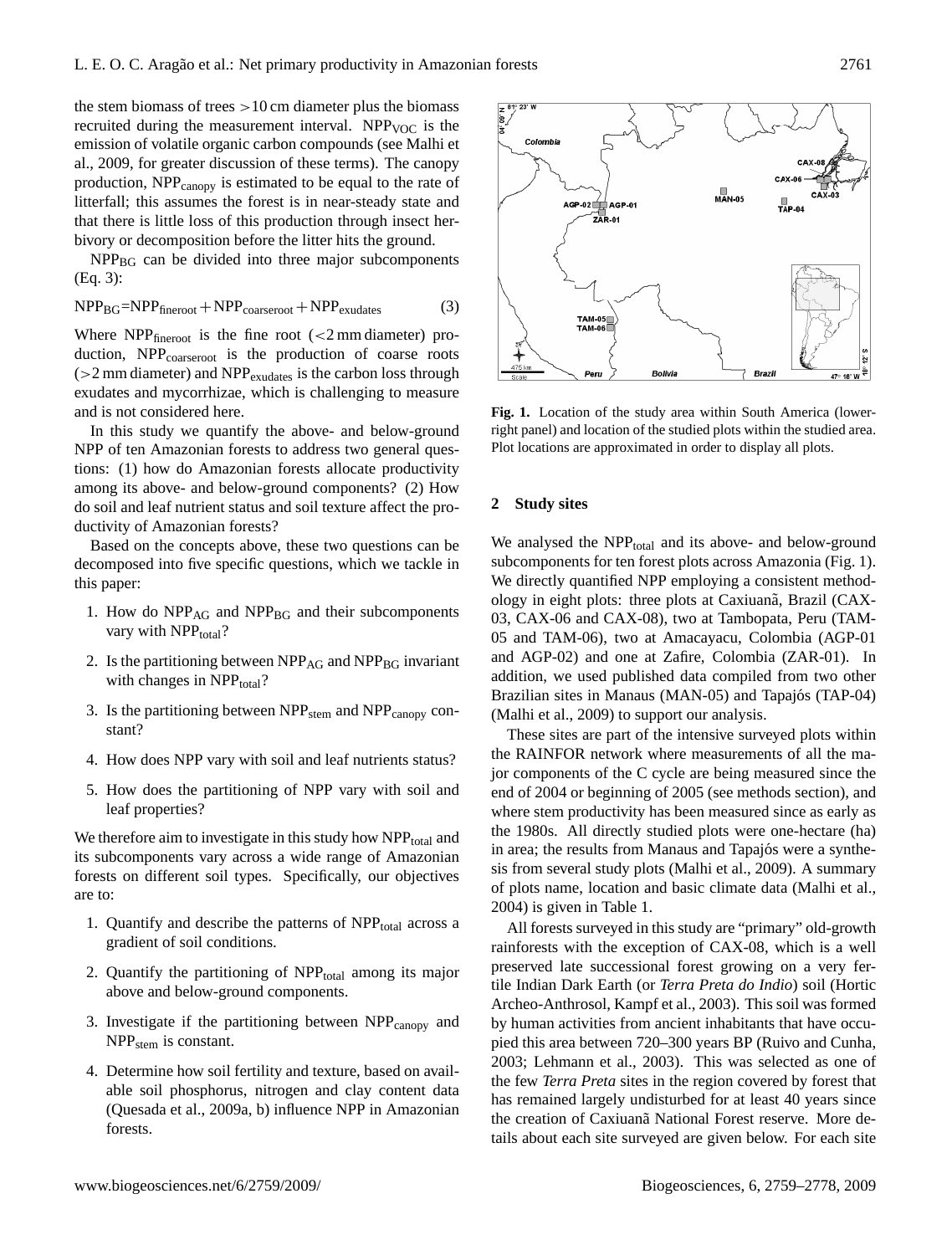the stem biomass of trees >10 cm diameter plus the biomass recruited during the measurement interval. $NPP_{VOC}$ is the emission of volatile organic carbon compounds (see Malhi et al., 2009, for greater discussion of these terms). The canopy production, $NPP_{canopy}$ is estimated to be equal to the rate of litterfall; this assumes the forest is in near-steady state and that there is little loss of this production through insect herbivory or decomposition before the litter hits the ground.

$NPP_{BG}$ can be divided into three major subcomponents (Eq. 3):

$$NPP_{BG} = NPP_{fineroot} + NPP_{coarseroot} + NPP_{exudates} \quad (3)$$

Where $NPP_{fineroot}$ is the fine root (<2 mm diameter) production, $NPP_{coarseroot}$ is the production of coarse roots (>2 mm diameter) and $NPP_{exudates}$ is the carbon loss through exudates and mycorrhizae, which is challenging to measure and is not considered here.

In this study we quantify the above- and below-ground NPP of ten Amazonian forests to address two general questions: (1) how do Amazonian forests allocate productivity among its above- and below-ground components? (2) How do soil and leaf nutrient status and soil texture affect the productivity of Amazonian forests?

Based on the concepts above, these two questions can be decomposed into five specific questions, which we tackle in this paper:

1. How do $NPP_{AG}$ and $NPP_{BG}$ and their subcomponents vary with $NPP_{total}$?
2. Is the partitioning between $NPP_{AG}$ and $NPP_{BG}$ invariant with changes in $NPP_{total}$?
3. Is the partitioning between $NPP_{stem}$ and $NPP_{canopy}$ constant?
4. How does NPP vary with soil and leaf nutrients status?
5. How does the partitioning of NPP vary with soil and leaf properties?

We therefore aim to investigate in this study how $NPP_{total}$ and its subcomponents vary across a wide range of Amazonian forests on different soil types. Specifically, our objectives are to:

1. Quantify and describe the patterns of $NPP_{total}$ across a gradient of soil conditions.
2. Quantify the partitioning of $NPP_{total}$ among its major above and below-ground components.
3. Investigate if the partitioning between $NPP_{canopy}$ and $NPP_{stem}$ is constant.
4. Determine how soil fertility and texture, based on available soil phosphorus, nitrogen and clay content data (Quesada et al., 2009a, b) influence NPP in Amazonian forests.

**Fig. 1.** Location of the study area within South America (lower-right panel) and location of the studied plots within the studied area. Plot locations are approximated in order to display all plots.

## 2 Study sites

We analysed the $NPP_{total}$ and its above- and below-ground subcomponents for ten forest plots across Amazonia (Fig. 1). We directly quantified NPP employing a consistent methodology in eight plots: three plots at Caxiuanã, Brazil (CAX-03, CAX-06 and CAX-08), two at Tambopata, Peru (TAM-05 and TAM-06), two at Amacayacu, Colombia (AGP-01 and AGP-02) and one at Zafire, Colombia (ZAR-01). In addition, we used published data compiled from two other Brazilian sites in Manaus (MAN-05) and Tapajós (TAP-04) (Malhi et al., 2009) to support our analysis.

These sites are part of the intensive surveyed plots within the RAINFOR network where measurements of all the major components of the C cycle are being measured since the end of 2004 or beginning of 2005 (see methods section), and where stem productivity has been measured since as early as the 1980s. All directly studied plots were one-hectare (ha) in area; the results from Manaus and Tapajós were a synthesis from several study plots (Malhi et al., 2009). A summary of plots name, location and basic climate data (Malhi et al., 2004) is given in Table 1.

All forests surveyed in this study are "primary" old-growth rainforests with the exception of CAX-08, which is a well preserved late successional forest growing on a very fertile Indian Dark Earth (or *Terra Preta do Indio*) soil (Hortic Archeo-Anthrosol, Kampf et al., 2003). This soil was formed by human activities from ancient inhabitants that have occupied this area between 720–300 years BP (Ruivo and Cunha, 2003; Lehmann et al., 2003). This was selected as one of the few *Terra Preta* sites in the region covered by forest that has remained largely undisturbed for at least 40 years since the creation of Caxiuanã National Forest reserve. More details about each site surveyed are given below. For each site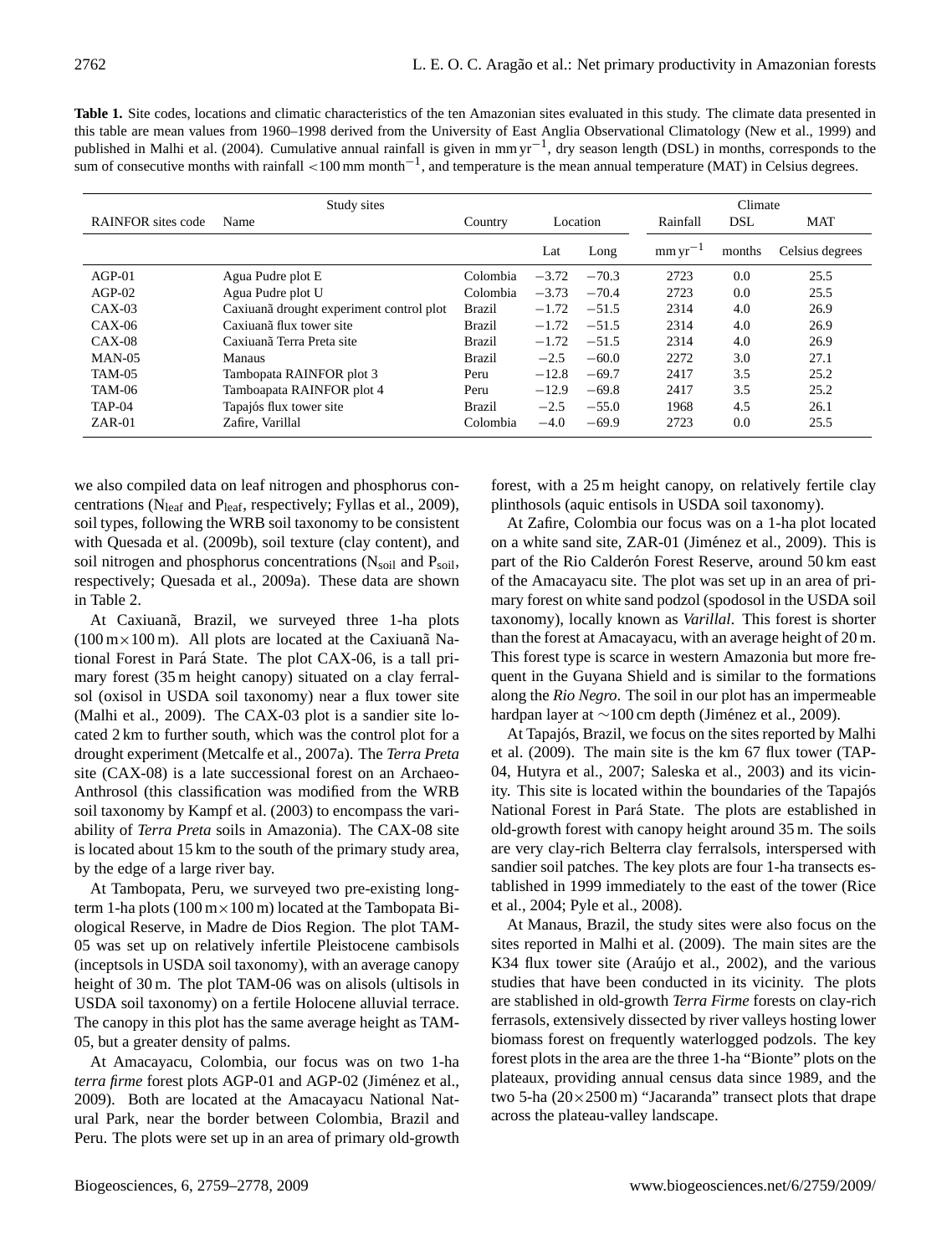**Table 1.** Site codes, locations and climatic characteristics of the ten Amazonian sites evaluated in this study. The climate data presented in this table are mean values from 1960–1998 derived from the University of East Anglia Observational Climatology (New et al., 1999) and published in Malhi et al. (2004). Cumulative annual rainfall is given in mm $yr^{-1}$, dry season length (DSL) in months, corresponds to the sum of consecutive months with rainfall <100 mm $month^{-1}$, and temperature is the mean annual temperature (MAT) in Celsius degrees.

| Study sites | | | | | Climate | | |
|---|---|---|---|---|---|---|---|
| RAINFOR sites code | Name | Country | Location | | Rainfall | DSL | MAT |
| | | | Lat | Long | mm $yr^{-1}$ | months | Celsius degrees |
| AGP-01 | Agua Pudre plot E | Colombia | −3.72 | −70.3 | 2723 | 0.0 | 25.5 |
| AGP-02 | Agua Pudre plot U | Colombia | −3.73 | −70.4 | 2723 | 0.0 | 25.5 |
| CAX-03 | Caxiuanã drought experiment control plot | Brazil | −1.72 | −51.5 | 2314 | 4.0 | 26.9 |
| CAX-06 | Caxiuanã flux tower site | Brazil | −1.72 | −51.5 | 2314 | 4.0 | 26.9 |
| CAX-08 | Caxiuanã Terra Preta site | Brazil | −1.72 | −51.5 | 2314 | 4.0 | 26.9 |
| MAN-05 | Manaus | Brazil | −2.5 | −60.0 | 2272 | 3.0 | 27.1 |
| TAM-05 | Tambopata RAINFOR plot 3 | Peru | −12.8 | −69.7 | 2417 | 3.5 | 25.2 |
| TAM-06 | Tamboapata RAINFOR plot 4 | Peru | −12.9 | −69.8 | 2417 | 3.5 | 25.2 |
| TAP-04 | Tapajós flux tower site | Brazil | −2.5 | −55.0 | 1968 | 4.5 | 26.1 |
| ZAR-01 | Zafire, Varillal | Colombia | −4.0 | −69.9 | 2723 | 0.0 | 25.5 |

we also compiled data on leaf nitrogen and phosphorus concentrations ($N_{leaf}$ and $P_{leaf}$, respectively; Fyllas et al., 2009), soil types, following the WRB soil taxonomy to be consistent with Quesada et al. (2009b), soil texture (clay content), and soil nitrogen and phosphorus concentrations ($N_{soil}$ and $P_{soil}$, respectively; Quesada et al., 2009a). These data are shown in Table 2.

At Caxiuanã, Brazil, we surveyed three 1-ha plots (100 m×100 m). All plots are located at the Caxiuanã National Forest in Pará State. The plot CAX-06, is a tall primary forest (35 m height canopy) situated on a clay ferralsol (oxisol in USDA soil taxonomy) near a flux tower site (Malhi et al., 2009). The CAX-03 plot is a sandier site located 2 km to further south, which was the control plot for a drought experiment (Metcalfe et al., 2007a). The *Terra Preta* site (CAX-08) is a late successional forest on an Archaeo-Anthrosol (this classification was modified from the WRB soil taxonomy by Kampf et al. (2003) to encompass the variability of *Terra Preta* soils in Amazonia). The CAX-08 site is located about 15 km to the south of the primary study area, by the edge of a large river bay.

At Tambopata, Peru, we surveyed two pre-existing long-term 1-ha plots (100 m×100 m) located at the Tambopata Biological Reserve, in Madre de Dios Region. The plot TAM-05 was set up on relatively infertile Pleistocene cambisols (inceptsols in USDA soil taxonomy), with an average canopy height of 30 m. The plot TAM-06 was on alisols (ultisols in USDA soil taxonomy) on a fertile Holocene alluvial terrace. The canopy in this plot has the same average height as TAM-05, but a greater density of palms.

At Amacayacu, Colombia, our focus was on two 1-ha *terra firme* forest plots AGP-01 and AGP-02 (Jiménez et al., 2009). Both are located at the Amacayacu National Natural Park, near the border between Colombia, Brazil and Peru. The plots were set up in an area of primary old-growth forest, with a 25 m height canopy, on relatively fertile clay plinthosols (aquic entisols in USDA soil taxonomy).

At Zafire, Colombia our focus was on a 1-ha plot located on a white sand site, ZAR-01 (Jiménez et al., 2009). This is part of the Rio Calderón Forest Reserve, around 50 km east of the Amacayacu site. The plot was set up in an area of primary forest on white sand podzol (spodosol in the USDA soil taxonomy), locally known as *Varillal*. This forest is shorter than the forest at Amacayacu, with an average height of 20 m. This forest type is scarce in western Amazonia but more frequent in the Guyana Shield and is similar to the formations along the *Rio Negro*. The soil in our plot has an impermeable hardpan layer at ~100 cm depth (Jiménez et al., 2009).

At Tapajós, Brazil, we focus on the sites reported by Malhi et al. (2009). The main site is the km 67 flux tower (TAP-04, Hutyra et al., 2007; Saleska et al., 2003) and its vicinity. This site is located within the boundaries of the Tapajós National Forest in Pará State. The plots are established in old-growth forest with canopy height around 35 m. The soils are very clay-rich Belterra clay ferralsols, interspersed with sandier soil patches. The key plots are four 1-ha transects established in 1999 immediately to the east of the tower (Rice et al., 2004; Pyle et al., 2008).

At Manaus, Brazil, the study sites were also focus on the sites reported in Malhi et al. (2009). The main sites are the K34 flux tower site (Araújo et al., 2002), and the various studies that have been conducted in its vicinity. The plots are stablished in old-growth *Terra Firme* forests on clay-rich ferrasols, extensively dissected by river valleys hosting lower biomass forest on frequently waterlogged podzols. The key forest plots in the area are the three 1-ha "Bionte" plots on the plateaus, providing annual census data since 1989, and the two 5-ha (20×2500 m) "Jacaranda" transect plots that drape across the plateau-valley landscape.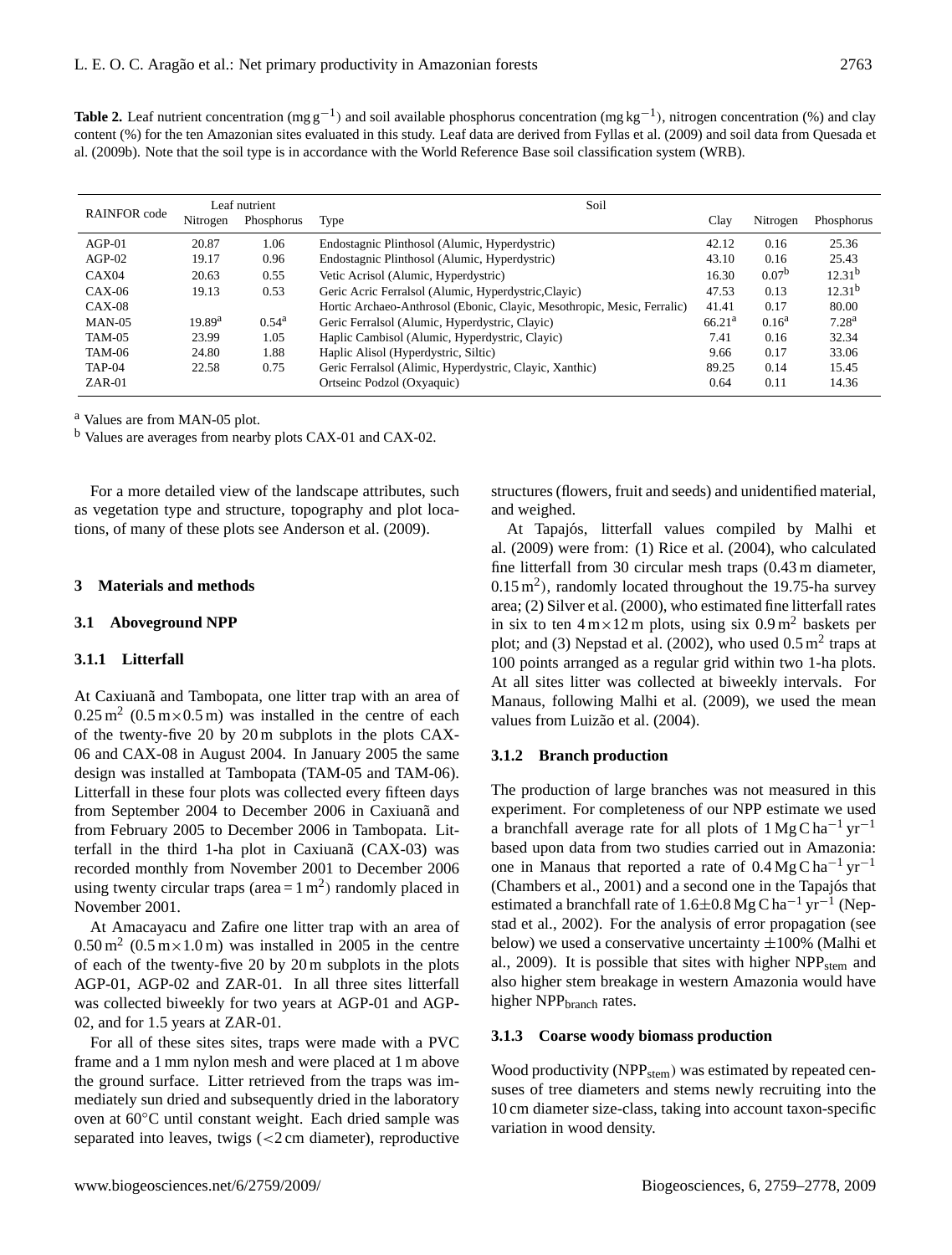**Table 2.** Leaf nutrient concentration ($mg\,g^{-1}$) and soil available phosphorus concentration ($mg\,kg^{-1}$), nitrogen concentration (%) and clay content (%) for the ten Amazonian sites evaluated in this study. Leaf data are derived from Fyllas et al. (2009) and soil data from Quesada et al. (2009b). Note that the soil type is in accordance with the World Reference Base soil classification system (WRB).

| RAINFOR code | Leaf nutrient | | Soil | | | |
|---|---|---|---|---|---|---|
| | Nitrogen | Phosphorus | Type | Clay | Nitrogen | Phosphorus |
| AGP-01 | 20.87 | 1.06 | Endostagnic Plinthosol (Alumic, Hyperdystric) | 42.12 | 0.16 | 25.36 |
| AGP-02 | 19.17 | 0.96 | Endostagnic Plinthosol (Alumic, Hyperdystric) | 43.10 | 0.16 | 25.43 |
| CAX04 | 20.63 | 0.55 | Vetic Acrisol (Alumic, Hyperdystric) | 16.30 | 0.07[b] | 12.31[b] |
| CAX-06 | 19.13 | 0.53 | Geric Acric Ferralsol (Alumic, Hyperdystric,Clayic) | 47.53 | 0.13 | 12.31[b] |
| CAX-08 | | | Hortic Archaeo-Anthrosol (Ebonic, Clayic, Mesotrophic, Mesic, Ferralic) | 41.41 | 0.17 | 80.00 |
| MAN-05 | 19.89[a] | 0.54[a] | Geric Ferralsol (Alumic, Hyperdystric, Clayic) | 66.21[a] | 0.16[a] | 7.28[a] |
| TAM-05 | 23.99 | 1.05 | Haplic Cambisol (Alumic, Hyperdystric, Clayic) | 7.41 | 0.16 | 32.34 |
| TAM-06 | 24.80 | 1.88 | Haplic Alisol (Hyperdystric, Siltic) | 9.66 | 0.17 | 33.06 |
| TAP-04 | 22.58 | 0.75 | Geric Ferralsol (Alimic, Hyperdystric, Clayic, Xanthic) | 89.25 | 0.14 | 15.45 |
| ZAR-01 | | | Ortseinc Podzol (Oxyaquic) | 0.64 | 0.11 | 14.36 |

[a] Values are from MAN-05 plot.
[b] Values are averages from nearby plots CAX-01 and CAX-02.

For a more detailed view of the landscape attributes, such as vegetation type and structure, topography and plot locations, of many of these plots see Anderson et al. (2009).

## 3 Materials and methods

### 3.1 Aboveground NPP

#### 3.1.1 Litterfall

At Caxiuanã and Tambopata, one litter trap with an area of $0.25\,m^2$ ($0.5\,m\times0.5\,m$) was installed in the centre of each of the twenty-five 20 by 20 m subplots in the plots CAX-06 and CAX-08 in August 2004. In January 2005 the same design was installed at Tambopata (TAM-05 and TAM-06). Litterfall in these four plots was collected every fifteen days from September 2004 to December 2006 in Caxiuanã and from February 2005 to December 2006 in Tambopata. Litterfall in the third 1-ha plot in Caxiuanã (CAX-03) was recorded monthly from November 2001 to December 2006 using twenty circular traps (area = $1\,m^2$) randomly placed in November 2001.

At Amacayacu and Zafire one litter trap with an area of $0.50\,m^2$ ($0.5\,m\times1.0\,m$) was installed in 2005 in the centre of each of the twenty-five 20 by 20 m subplots in the plots AGP-01, AGP-02 and ZAR-01. In all three sites litterfall was collected biweekly for two years at AGP-01 and AGP-02, and for 1.5 years at ZAR-01.

For all of these sites sites, traps were made with a PVC frame and a 1 mm nylon mesh and were placed at 1 m above the ground surface. Litter retrieved from the traps was immediately sun dried and subsequently dried in the laboratory oven at 60°C until constant weight. Each dried sample was separated into leaves, twigs (<2 cm diameter), reproductive structures (flowers, fruit and seeds) and unidentified material, and weighed.

At Tapajós, litterfall values compiled by Malhi et al. (2009) were from: (1) Rice et al. (2004), who calculated fine litterfall from 30 circular mesh traps (0.43 m diameter, $0.15\,m^2$), randomly located throughout the 19.75-ha survey area; (2) Silver et al. (2000), who estimated fine litterfall rates in six to ten $4\,m\times12\,m$ plots, using six $0.9\,m^2$ baskets per plot; and (3) Nepstad et al. (2002), who used $0.5\,m^2$ traps at 100 points arranged as a regular grid within two 1-ha plots. At all sites litter was collected at biweekly intervals. For Manaus, following Malhi et al. (2009), we used the mean values from Luizão et al. (2004).

#### 3.1.2 Branch production

The production of large branches was not measured in this experiment. For completeness of our NPP estimate we used a branchfall average rate for all plots of $1\,Mg\,C\,ha^{-1}\,yr^{-1}$ based upon data from two studies carried out in Amazonia: one in Manaus that reported a rate of $0.4\,Mg\,C\,ha^{-1}\,yr^{-1}$ (Chambers et al., 2001) and a second one in the Tapajós that estimated a branchfall rate of $1.6\pm0.8\,Mg\,C\,ha^{-1}\,yr^{-1}$ (Nepstad et al., 2002). For the analysis of error propagation (see below) we used a conservative uncertainty $\pm100\%$ (Malhi et al., 2009). It is possible that sites with higher $NPP_{stem}$ and also higher stem breakage in western Amazonia would have higher $NPP_{branch}$ rates.

#### 3.1.3 Coarse woody biomass production

Wood productivity ($NPP_{stem}$) was estimated by repeated censuses of tree diameters and stems newly recruiting into the 10 cm diameter size-class, taking into account taxon-specific variation in wood density.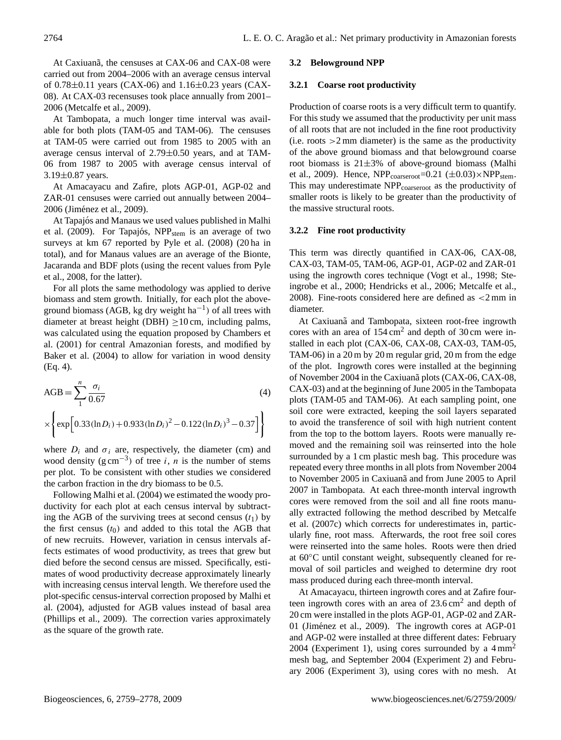At Caxiuanã, the censuses at CAX-06 and CAX-08 were carried out from 2004–2006 with an average census interval of 0.78±0.11 years (CAX-06) and 1.16±0.23 years (CAX-08). At CAX-03 recensuses took place annually from 2001–2006 (Metcalfe et al., 2009).

At Tambopata, a much longer time interval was available for both plots (TAM-05 and TAM-06). The censuses at TAM-05 were carried out from 1985 to 2005 with an average census interval of 2.79±0.50 years, and at TAM-06 from 1987 to 2005 with average census interval of 3.19±0.87 years.

At Amacayacu and Zafire, plots AGP-01, AGP-02 and ZAR-01 censuses were carried out annually between 2004–2006 (Jiménez et al., 2009).

At Tapajós and Manaus we used values published in Malhi et al. (2009). For Tapajós, $NPP_{stem}$ is an average of two surveys at km 67 reported by Pyle et al. (2008) (20 ha in total), and for Manaus values are an average of the Bionte, Jacaranda and BDF plots (using the recent values from Pyle et al., 2008, for the latter).

For all plots the same methodology was applied to derive biomass and stem growth. Initially, for each plot the above-ground biomass (AGB, kg dry weight $ha^{-1}$) of all trees with diameter at breast height (DBH) $\geq$10 cm, including palms, was calculated using the equation proposed by Chambers et al. (2001) for central Amazonian forests, and modified by Baker et al. (2004) to allow for variation in wood density (Eq. 4).

$$\text{AGB} = \sum_{1}^{n} \frac{\sigma_i}{0.67} \times \left\{ \exp\left[ 0.33(\ln D_i) + 0.933(\ln D_i)^2 - 0.122(\ln D_i)^3 - 0.37 \right] \right\} \quad (4)$$

where $D_i$ and $\sigma_i$ are, respectively, the diameter (cm) and wood density ($g\,cm^{-3}$) of tree $i$, $n$ is the number of stems per plot. To be consistent with other studies we considered the carbon fraction in the dry biomass to be 0.5.

Following Malhi et al. (2004) we estimated the woody productivity for each plot at each census interval by subtracting the AGB of the surviving trees at second census ($t_1$) by the first census ($t_0$) and added to this total the AGB that of new recruits. However, variation in census intervals affects estimates of wood productivity, as trees that grew but died before the second census are missed. Specifically, estimates of wood productivity decrease approximately linearly with increasing census interval length. We therefore used the plot-specific census-interval correction proposed by Malhi et al. (2004), adjusted for AGB values instead of basal area (Phillips et al., 2009). The correction varies approximately as the square of the growth rate.

### 3.2 Belowground NPP

#### 3.2.1 Coarse root productivity

Production of coarse roots is a very difficult term to quantify. For this study we assumed that the productivity per unit mass of all roots that are not included in the fine root productivity (i.e. roots >2 mm diameter) is the same as the productivity of the above ground biomass and that belowground coarse root biomass is 21±3% of above-ground biomass (Malhi et al., 2009). Hence, $NPP_{coarseroot}$=0.21 (±0.03)×$NPP_{stem}$. This may underestimate $NPP_{coarseroot}$ as the productivity of smaller roots is likely to be greater than the productivity of the massive structural roots.

#### 3.2.2 Fine root productivity

This term was directly quantified in CAX-06, CAX-08, CAX-03, TAM-05, TAM-06, AGP-01, AGP-02 and ZAR-01 using the ingrowth cores technique (Vogt et al., 1998; Steingrobe et al., 2000; Hendricks et al., 2006; Metcalfe et al., 2008). Fine-roots considered here are defined as <2 mm in diameter.

At Caxiuanã and Tambopata, sixteen root-free ingrowth cores with an area of 154 $cm^2$ and depth of 30 cm were installed in each plot (CAX-06, CAX-08, CAX-03, TAM-05, TAM-06) in a 20 m by 20 m regular grid, 20 m from the edge of the plot. Ingrowth cores were installed at the beginning of November 2004 in the Caxiuanã plots (CAX-06, CAX-08, CAX-03) and at the beginning of June 2005 in the Tambopata plots (TAM-05 and TAM-06). At each sampling point, one soil core were extracted, keeping the soil layers separated to avoid the transference of soil with high nutrient content from the top to the bottom layers. Roots were manually removed and the remaining soil was reinserted into the hole surrounded by a 1 cm plastic mesh bag. This procedure was repeated every three months in all plots from November 2004 to November 2005 in Caxiuanã and from June 2005 to April 2007 in Tambopata. At each three-month interval ingrowth cores were removed from the soil and all fine roots manually extracted following the method described by Metcalfe et al. (2007c) which corrects for underestimates in, particularly fine, root mass. Afterwards, the root free soil cores were reinserted into the same holes. Roots were then dried at 60°C until constant weight, subsequently cleaned for removal of soil particles and weighed to determine dry root mass produced during each three-month interval.

At Amacayacu, thirteen ingrowth cores and at Zafire fourteen ingrowth cores with an area of 23.6 $cm^2$ and depth of 20 cm were installed in the plots AGP-01, AGP-02 and ZAR-01 (Jiménez et al., 2009). The ingrowth cores at AGP-01 and AGP-02 were installed at three different dates: February 2004 (Experiment 1), using cores surrounded by a 4 $mm^2$ mesh bag, and September 2004 (Experiment 2) and February 2006 (Experiment 3), using cores with no mesh. At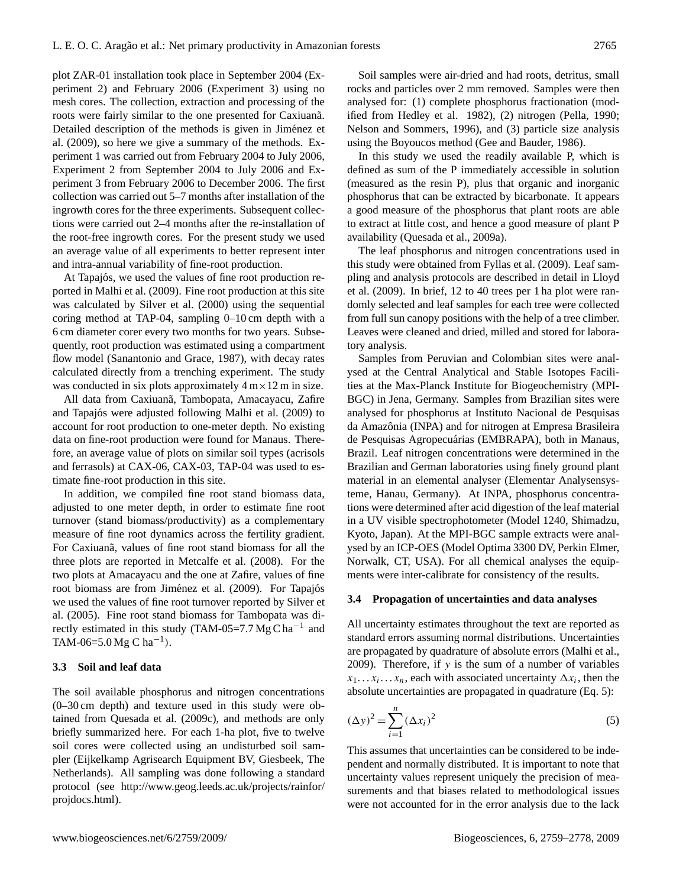plot ZAR-01 installation took place in September 2004 (Experiment 2) and February 2006 (Experiment 3) using no mesh cores. The collection, extraction and processing of the roots were fairly similar to the one presented for Caxiuanã. Detailed description of the methods is given in Jiménez et al. (2009), so here we give a summary of the methods. Experiment 1 was carried out from February 2004 to July 2006, Experiment 2 from September 2004 to July 2006 and Experiment 3 from February 2006 to December 2006. The first collection was carried out 5–7 months after installation of the ingrowth cores for the three experiments. Subsequent collections were carried out 2–4 months after the re-installation of the root-free ingrowth cores. For the present study we used an average value of all experiments to better represent inter and intra-annual variability of fine-root production.

At Tapajós, we used the values of fine root production reported in Malhi et al. (2009). Fine root production at this site was calculated by Silver et al. (2000) using the sequential coring method at TAP-04, sampling 0–10 cm depth with a 6 cm diameter corer every two months for two years. Subsequently, root production was estimated using a compartment flow model (Sanantonio and Grace, 1987), with decay rates calculated directly from a trenching experiment. The study was conducted in six plots approximately $4\,\mathrm{m}\times 12\,\mathrm{m}$ in size.

All data from Caxiuanã, Tambopata, Amacayacu, Zafire and Tapajós were adjusted following Malhi et al. (2009) to account for root production to one-meter depth. No existing data on fine-root production were found for Manaus. Therefore, an average value of plots on similar soil types (acrisols and ferrasols) at CAX-06, CAX-03, TAP-04 was used to estimate fine-root production in this site.

In addition, we compiled fine root stand biomass data, adjusted to one meter depth, in order to estimate fine root turnover (stand biomass/productivity) as a complementary measure of fine root dynamics across the fertility gradient. For Caxiuanã, values of fine root stand biomass for all the three plots are reported in Metcalfe et al. (2008). For the two plots at Amacayacu and the one at Zafire, values of fine root biomass are from Jiménez et al. (2009). For Tapajós we used the values of fine root turnover reported by Silver et al. (2005). Fine root stand biomass for Tambopata was directly estimated in this study (TAM-05=7.7 Mg C $\mathrm{ha}^{-1}$ and TAM-06=5.0 Mg C $\mathrm{ha}^{-1}$).

### 3.3 Soil and leaf data

The soil available phosphorus and nitrogen concentrations (0–30 cm depth) and texture used in this study were obtained from Quesada et al. (2009c), and methods are only briefly summarized here. For each 1-ha plot, five to twelve soil cores were collected using an undisturbed soil sampler (Eijkelkamp Agrisearch Equipment BV, Giesbeek, The Netherlands). All sampling was done following a standard protocol (see http://www.geog.leeds.ac.uk/projects/rainfor/projdocs.html).

Soil samples were air-dried and had roots, detritus, small rocks and particles over 2 mm removed. Samples were then analysed for: (1) complete phosphorus fractionation (modified from Hedley et al. 1982), (2) nitrogen (Pella, 1990; Nelson and Sommers, 1996), and (3) particle size analysis using the Boyoucos method (Gee and Bauder, 1986).

In this study we used the readily available P, which is defined as sum of the P immediately accessible in solution (measured as the resin P), plus that organic and inorganic phosphorus that can be extracted by bicarbonate. It appears a good measure of the phosphorus that plant roots are able to extract at little cost, and hence a good measure of plant P availability (Quesada et al., 2009a).

The leaf phosphorus and nitrogen concentrations used in this study were obtained from Fyllas et al. (2009). Leaf sampling and analysis protocols are described in detail in Lloyd et al. (2009). In brief, 12 to 40 trees per 1 ha plot were randomly selected and leaf samples for each tree were collected from full sun canopy positions with the help of a tree climber. Leaves were cleaned and dried, milled and stored for laboratory analysis.

Samples from Peruvian and Colombian sites were analysed at the Central Analytical and Stable Isotopes Facilities at the Max-Planck Institute for Biogeochemistry (MPI-BGC) in Jena, Germany. Samples from Brazilian sites were analysed for phosphorus at Instituto Nacional de Pesquisas da Amazônia (INPA) and for nitrogen at Empresa Brasileira de Pesquisas Agropecuárias (EMBRAPA), both in Manaus, Brazil. Leaf nitrogen concentrations were determined in the Brazilian and German laboratories using finely ground plant material in an elemental analyser (Elementar Analysensysteme, Hanau, Germany). At INPA, phosphorus concentrations were determined after acid digestion of the leaf material in a UV visible spectrophotometer (Model 1240, Shimadzu, Kyoto, Japan). At the MPI-BGC sample extracts were analysed by an ICP-OES (Model Optima 3300 DV, Perkin Elmer, Norwalk, CT, USA). For all chemical analyses the equipments were inter-calibrate for consistency of the results.

### 3.4 Propagation of uncertainties and data analyses

All uncertainty estimates throughout the text are reported as standard errors assuming normal distributions. Uncertainties are propagated by quadrature of absolute errors (Malhi et al., 2009). Therefore, if $y$ is the sum of a number of variables $x_1 \ldots x_i \ldots x_n$, each with associated uncertainty $\Delta x_i$, then the absolute uncertainties are propagated in quadrature (Eq. 5):

$$(\Delta y)^2 = \sum_{i=1}^{n} (\Delta x_i)^2 \tag{5}$$

This assumes that uncertainties can be considered to be independent and normally distributed. It is important to note that uncertainty values represent uniquely the precision of measurements and that biases related to methodological issues were not accounted for in the error analysis due to the lack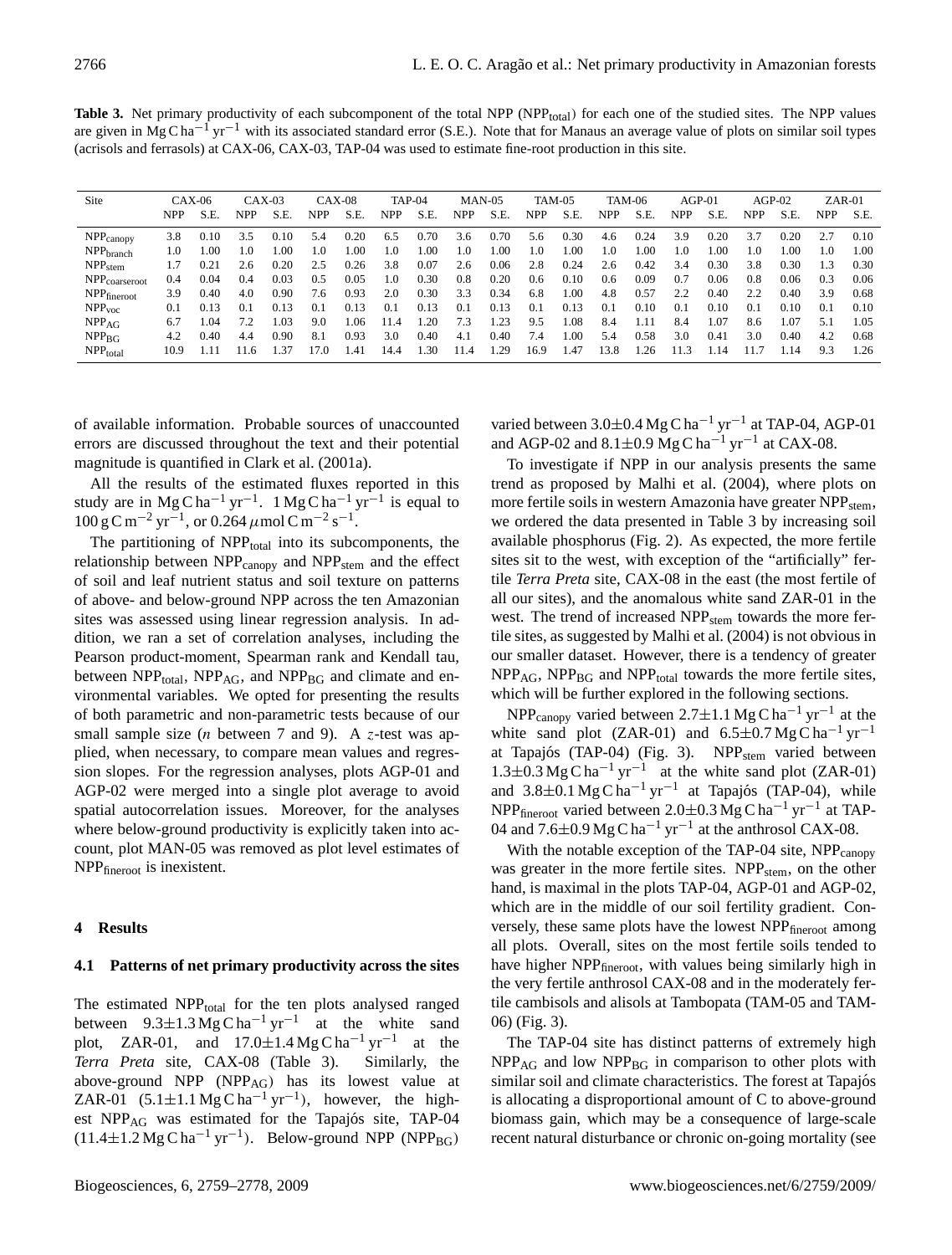**Table 3.** Net primary productivity of each subcomponent of the total NPP ($NPP_{total}$) for each one of the studied sites. The NPP values are given in $Mg\,C\,ha^{-1}\,yr^{-1}$ with its associated standard error (S.E.). Note that for Manaus an average value of plots on similar soil types (acrisols and ferrasols) at CAX-06, CAX-03, TAP-04 was used to estimate fine-root production in this site.

| Site | CAX-06 | | CAX-03 | | CAX-08 | | TAP-04 | | MAN-05 | | TAM-05 | | TAM-06 | | AGP-01 | | AGP-02 | | ZAR-01 | |
|---|---|---|---|---|---|---|---|---|---|---|---|---|---|---|---|---|---|---|---|---|
| | NPP | S.E. | NPP | S.E. | NPP | S.E. | NPP | S.E. | NPP | S.E. | NPP | S.E. | NPP | S.E. | NPP | S.E. | NPP | S.E. | NPP | S.E. |
| $NPP_{canopy}$ | 3.8 | 0.10 | 3.5 | 0.10 | 5.4 | 0.20 | 6.5 | 0.70 | 3.6 | 0.70 | 5.6 | 0.30 | 4.6 | 0.24 | 3.9 | 0.20 | 3.7 | 0.20 | 2.7 | 0.10 |
| $NPP_{branch}$ | 1.0 | 1.00 | 1.0 | 1.00 | 1.0 | 1.00 | 1.0 | 1.00 | 1.0 | 1.00 | 1.0 | 1.00 | 1.0 | 1.00 | 1.0 | 1.00 | 1.0 | 1.00 | 1.0 | 1.00 |
| $NPP_{stem}$ | 1.7 | 0.21 | 2.6 | 0.20 | 2.5 | 0.26 | 3.8 | 0.07 | 2.6 | 0.06 | 2.8 | 0.24 | 2.6 | 0.42 | 3.4 | 0.30 | 3.8 | 0.30 | 1.3 | 0.30 |
| $NPP_{coarseroot}$ | 0.4 | 0.04 | 0.4 | 0.03 | 0.5 | 0.05 | 1.0 | 0.30 | 0.8 | 0.20 | 0.6 | 0.10 | 0.6 | 0.09 | 0.7 | 0.06 | 0.8 | 0.06 | 0.3 | 0.06 |
| $NPP_{fineroot}$ | 3.9 | 0.40 | 4.0 | 0.90 | 7.6 | 0.93 | 2.0 | 0.30 | 3.3 | 0.34 | 6.8 | 1.00 | 4.8 | 0.57 | 2.2 | 0.40 | 2.2 | 0.40 | 3.9 | 0.68 |
| $NPP_{voc}$ | 0.1 | 0.13 | 0.1 | 0.13 | 0.1 | 0.13 | 0.1 | 0.13 | 0.1 | 0.13 | 0.1 | 0.13 | 0.1 | 0.10 | 0.1 | 0.10 | 0.1 | 0.10 | 0.1 | 0.10 |
| $NPP_{AG}$ | 6.7 | 1.04 | 7.2 | 1.03 | 9.0 | 1.06 | 11.4 | 1.20 | 7.3 | 1.23 | 9.5 | 1.08 | 8.4 | 1.11 | 8.4 | 1.07 | 8.6 | 1.07 | 5.1 | 1.05 |
| $NPP_{BG}$ | 4.2 | 0.40 | 4.4 | 0.90 | 8.1 | 0.93 | 3.0 | 0.40 | 4.1 | 0.40 | 7.4 | 1.00 | 5.4 | 0.58 | 3.0 | 0.41 | 3.0 | 0.40 | 4.2 | 0.68 |
| $NPP_{total}$ | 10.9 | 1.11 | 11.6 | 1.37 | 17.0 | 1.41 | 14.4 | 1.30 | 11.4 | 1.29 | 16.9 | 1.47 | 13.8 | 1.26 | 11.3 | 1.14 | 11.7 | 1.14 | 9.3 | 1.26 |

of available information. Probable sources of unaccounted errors are discussed throughout the text and their potential magnitude is quantified in Clark et al. (2001a).

All the results of the estimated fluxes reported in this study are in $Mg\,C\,ha^{-1}\,yr^{-1}$. $1\,Mg\,C\,ha^{-1}\,yr^{-1}$ is equal to $100\,g\,C\,m^{-2}\,yr^{-1}$, or $0.264\,\mu mol\,C\,m^{-2}\,s^{-1}$.

The partitioning of $NPP_{total}$ into its subcomponents, the relationship between $NPP_{canopy}$ and $NPP_{stem}$ and the effect of soil and leaf nutrient status and soil texture on patterns of above- and below-ground NPP across the ten Amazonian sites was assessed using linear regression analysis. In addition, we ran a set of correlation analyses, including the Pearson product-moment, Spearman rank and Kendall tau, between $NPP_{total}$, $NPP_{AG}$, and $NPP_{BG}$ and climate and environmental variables. We opted for presenting the results of both parametric and non-parametric tests because of our small sample size ($n$ between 7 and 9). A $z$-test was applied, when necessary, to compare mean values and regression slopes. For the regression analyses, plots AGP-01 and AGP-02 were merged into a single plot average to avoid spatial autocorrelation issues. Moreover, for the analyses where below-ground productivity is explicitly taken into account, plot MAN-05 was removed as plot level estimates of $NPP_{fineroot}$ is inexistent.

## 4 Results

### 4.1 Patterns of net primary productivity across the sites

The estimated $NPP_{total}$ for the ten plots analysed ranged between $9.3\pm1.3\,Mg\,C\,ha^{-1}\,yr^{-1}$ at the white sand plot, ZAR-01, and $17.0\pm1.4\,Mg\,C\,ha^{-1}\,yr^{-1}$ at the *Terra Preta* site, CAX-08 (Table 3). Similarly, the above-ground NPP ($NPP_{AG}$) has its lowest value at ZAR-01 ($5.1\pm1.1\,Mg\,C\,ha^{-1}\,yr^{-1}$), however, the highest $NPP_{AG}$ was estimated for the Tapajós site, TAP-04 ($11.4\pm1.2\,Mg\,C\,ha^{-1}\,yr^{-1}$). Below-ground NPP ($NPP_{BG}$) varied between $3.0\pm0.4\,Mg\,C\,ha^{-1}\,yr^{-1}$ at TAP-04, AGP-01 and AGP-02 and $8.1\pm0.9\,Mg\,C\,ha^{-1}\,yr^{-1}$ at CAX-08.

To investigate if NPP in our analysis presents the same trend as proposed by Malhi et al. (2004), where plots on more fertile soils in western Amazonia have greater $NPP_{stem}$, we ordered the data presented in Table 3 by increasing soil available phosphorus (Fig. 2). As expected, the more fertile sites sit to the west, with exception of the "artificially" fertile *Terra Preta* site, CAX-08 in the east (the most fertile of all our sites), and the anomalous white sand ZAR-01 in the west. The trend of increased $NPP_{stem}$ towards the more fertile sites, as suggested by Malhi et al. (2004) is not obvious in our smaller dataset. However, there is a tendency of greater $NPP_{AG}$, $NPP_{BG}$ and $NPP_{total}$ towards the more fertile sites, which will be further explored in the following sections.

$NPP_{canopy}$ varied between $2.7\pm1.1\,Mg\,C\,ha^{-1}\,yr^{-1}$ at the white sand plot (ZAR-01) and $6.5\pm0.7\,Mg\,C\,ha^{-1}\,yr^{-1}$ at Tapajós (TAP-04) (Fig. 3). $NPP_{stem}$ varied between $1.3\pm0.3\,Mg\,C\,ha^{-1}\,yr^{-1}$ at the white sand plot (ZAR-01) and $3.8\pm0.1\,Mg\,C\,ha^{-1}\,yr^{-1}$ at Tapajós (TAP-04), while $NPP_{fineroot}$ varied between $2.0\pm0.3\,Mg\,C\,ha^{-1}\,yr^{-1}$ at TAP-04 and $7.6\pm0.9\,Mg\,C\,ha^{-1}\,yr^{-1}$ at the anthrosol CAX-08.

With the notable exception of the TAP-04 site, $NPP_{canopy}$ was greater in the more fertile sites. $NPP_{stem}$, on the other hand, is maximal in the plots TAP-04, AGP-01 and AGP-02, which are in the middle of our soil fertility gradient. Conversely, these same plots have the lowest $NPP_{fineroot}$ among all plots. Overall, sites on the most fertile soils tended to have higher $NPP_{fineroot}$, with values being similarly high in the very fertile anthrosol CAX-08 and in the moderately fertile cambisols and alisols at Tambopata (TAM-05 and TAM-06) (Fig. 3).

The TAP-04 site has distinct patterns of extremely high $NPP_{AG}$ and low $NPP_{BG}$ in comparison to other plots with similar soil and climate characteristics. The forest at Tapajós is allocating a disproportional amount of C to above-ground biomass gain, which may be a consequence of large-scale recent natural disturbance or chronic on-going mortality (see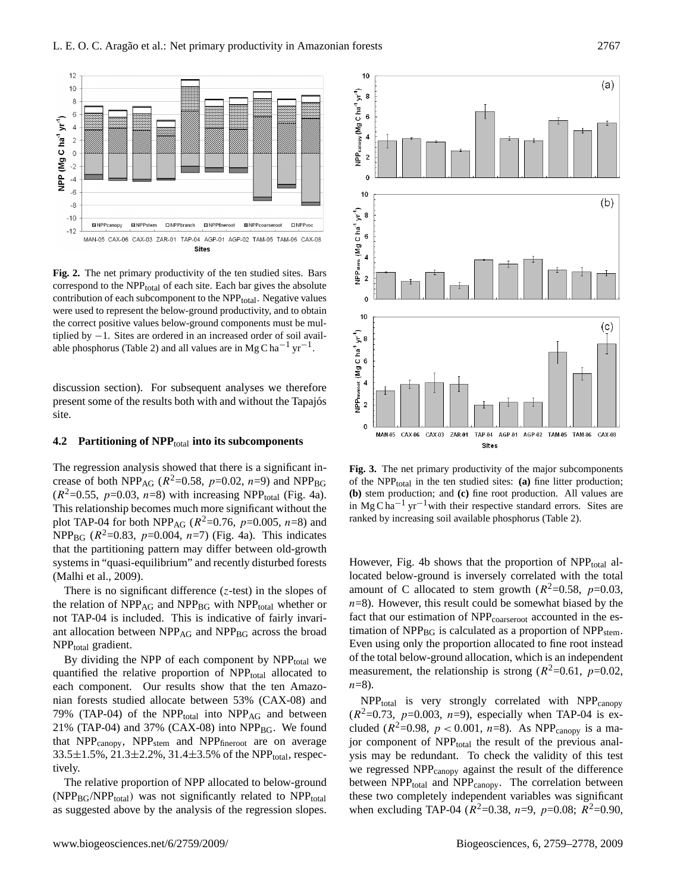Fig. 2. The net primary productivity of the ten studied sites. Bars correspond to the $NPP_{total}$ of each site. Each bar gives the absolute contribution of each subcomponent to the $NPP_{total}$. Negative values were used to represent the below-ground productivity, and to obtain the correct positive values below-ground components must be multiplied by −1. Sites are ordered in an increased order of soil available phosphorus (Table 2) and all values are in $Mg\,C\,ha^{-1}\,yr^{-1}$.

discussion section). For subsequent analyses we therefore present some of the results both with and without the Tapajós site.

### 4.2 Partitioning of $NPP_{total}$ into its subcomponents

The regression analysis showed that there is a significant increase of both $NPP_{AG}$ ($R^2$=0.58, $p$=0.02, $n$=9) and $NPP_{BG}$ ($R^2$=0.55, $p$=0.03, $n$=8) with increasing $NPP_{total}$ (Fig. 4a). This relationship becomes much more significant without the plot TAP-04 for both $NPP_{AG}$ ($R^2$=0.76, $p$=0.005, $n$=8) and $NPP_{BG}$ ($R^2$=0.83, $p$=0.004, $n$=7) (Fig. 4a). This indicates that the partitioning pattern may differ between old-growth systems in "quasi-equilibrium" and recently disturbed forests (Malhi et al., 2009).

There is no significant difference ($z$-test) in the slopes of the relation of $NPP_{AG}$ and $NPP_{BG}$ with $NPP_{total}$ whether or not TAP-04 is included. This is indicative of fairly invariant allocation between $NPP_{AG}$ and $NPP_{BG}$ across the broad $NPP_{total}$ gradient.

By dividing the NPP of each component by $NPP_{total}$ we quantified the relative proportion of $NPP_{total}$ allocated to each component. Our results show that the ten Amazonian forests studied allocate between 53% (CAX-08) and 79% (TAP-04) of the $NPP_{total}$ into $NPP_{AG}$ and between 21% (TAP-04) and 37% (CAX-08) into $NPP_{BG}$. We found that $NPP_{canopy}$, $NPP_{stem}$ and $NPP_{fineroot}$ are on average 33.5±1.5%, 21.3±2.2%, 31.4±3.5% of the $NPP_{total}$, respectively.

The relative proportion of NPP allocated to below-ground ($NPP_{BG}/NPP_{total}$) was not significantly related to $NPP_{total}$ as suggested above by the analysis of the regression slopes.

Fig. 3. The net primary productivity of the major subcomponents of the $NPP_{total}$ in the ten studied sites: **(a)** fine litter production; **(b)** stem production; and **(c)** fine root production. All values are in $Mg\,C\,ha^{-1}\,yr^{-1}$ with their respective standard errors. Sites are ranked by increasing soil available phosphorus (Table 2).

However, Fig. 4b shows that the proportion of $NPP_{total}$ allocated below-ground is inversely correlated with the total amount of C allocated to stem growth ($R^2$=0.58, $p$=0.03, $n$=8). However, this result could be somewhat biased by the fact that our estimation of $NPP_{coarseroot}$ accounted in the estimation of $NPP_{BG}$ is calculated as a proportion of $NPP_{stem}$. Even using only the proportion allocated to fine root instead of the total below-ground allocation, which is an independent measurement, the relationship is strong ($R^2$=0.61, $p$=0.02, $n$=8).

$NPP_{total}$ is very strongly correlated with $NPP_{canopy}$ ($R^2$=0.73, $p$=0.003, $n$=9), especially when TAP-04 is excluded ($R^2$=0.98, $p<0.001$, $n$=8). As $NPP_{canopy}$ is a major component of $NPP_{total}$ the result of the previous analysis may be redundant. To check the validity of this test we regressed $NPP_{canopy}$ against the result of the difference between $NPP_{total}$ and $NPP_{canopy}$. The correlation between these two completely independent variables was significant when excluding TAP-04 ($R^2$=0.38, $n$=9, $p$=0.08; $R^2$=0.90,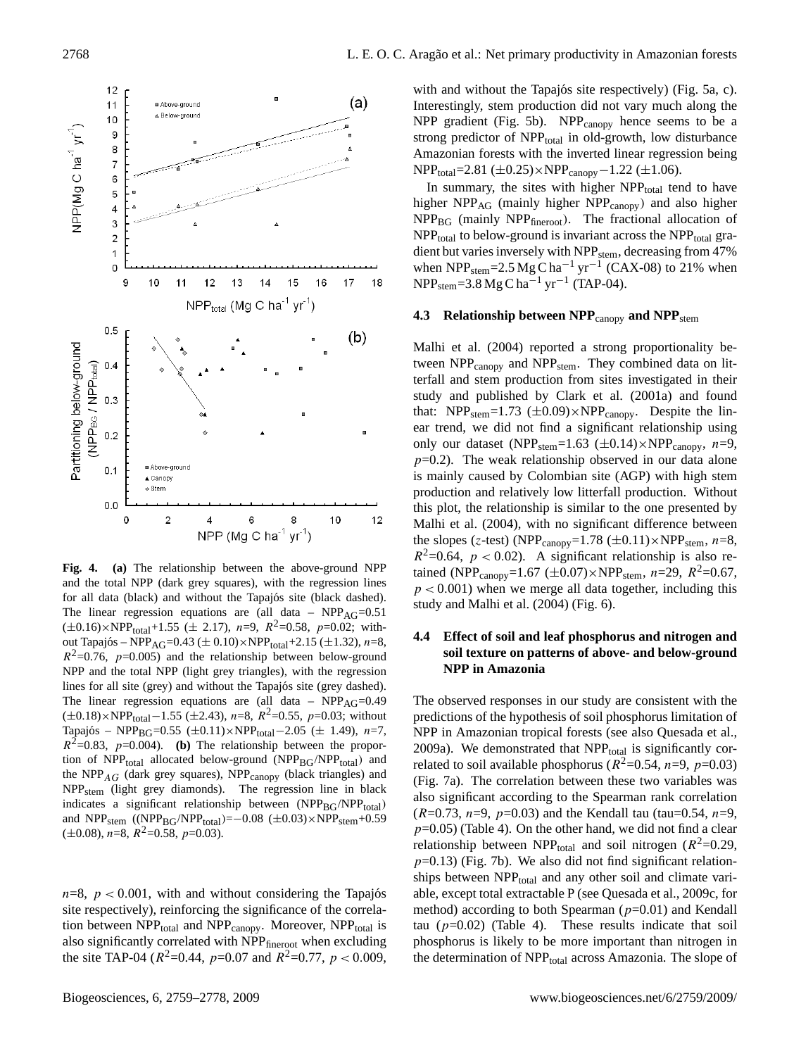**Fig. 4.** **(a)** The relationship between the above-ground NPP and the total NPP (dark grey squares), with the regression lines for all data (black) and without the Tapajós site (black dashed). The linear regression equations are (all data – $NPP_{AG}$=0.51 ($\pm$0.16)$\times NPP_{total}$+1.55 ($\pm$ 2.17), $n$=9, $R^2$=0.58, $p$=0.02; without Tapajós – $NPP_{AG}$=0.43 ($\pm$ 0.10)$\times NPP_{total}$+2.15 ($\pm$1.32), $n$=8, $R^2$=0.76, $p$=0.005) and the relationship between below-ground NPP and the total NPP (light grey triangles), with the regression lines for all site (grey) and without the Tapajós site (grey dashed). The linear regression equations are (all data – $NPP_{AG}$=0.49 ($\pm$0.18)$\times NPP_{total}$−1.55 ($\pm$2.43), $n$=8, $R^2$=0.55, $p$=0.03; without Tapajós – $NPP_{BG}$=0.55 ($\pm$0.11)$\times NPP_{total}$−2.05 ($\pm$ 1.49), $n$=7, $R^2$=0.83, $p$=0.004). **(b)** The relationship between the proportion of $NPP_{total}$ allocated below-ground ($NPP_{BG}/NPP_{total}$) and the $NPP_{AG}$ (dark grey squares), $NPP_{canopy}$ (black triangles) and $NPP_{stem}$ (light grey diamonds). The regression line in black indicates a significant relationship between ($NPP_{BG}/NPP_{total}$) and $NPP_{stem}$ (($NPP_{BG}/NPP_{total}$)=−0.08 ($\pm$0.03)$\times NPP_{stem}$+0.59 ($\pm$0.08), $n$=8, $R^2$=0.58, $p$=0.03).

$n$=8, $p < 0.001$, with and without considering the Tapajós site respectively), reinforcing the significance of the correlation between $NPP_{total}$ and $NPP_{canopy}$. Moreover, $NPP_{total}$ is also significantly correlated with $NPP_{fineroot}$ when excluding the site TAP-04 ($R^2$=0.44, $p$=0.07 and $R^2$=0.77, $p < 0.009$, with and without the Tapajós site respectively) (Fig. 5a, c). Interestingly, stem production did not vary much along the NPP gradient (Fig. 5b). $NPP_{canopy}$ hence seems to be a strong predictor of $NPP_{total}$ in old-growth, low disturbance Amazonian forests with the inverted linear regression being $NPP_{total}$=2.81 ($\pm$0.25)$\times NPP_{canopy}$−1.22 ($\pm$1.06).

In summary, the sites with higher $NPP_{total}$ tend to have higher $NPP_{AG}$ (mainly higher $NPP_{canopy}$) and also higher $NPP_{BG}$ (mainly $NPP_{fineroot}$). The fractional allocation of $NPP_{total}$ to below-ground is invariant across the $NPP_{total}$ gradient but varies inversely with $NPP_{stem}$, decreasing from 47% when $NPP_{stem}$=2.5 Mg C ha$^{-1}$ yr$^{-1}$ (CAX-08) to 21% when $NPP_{stem}$=3.8 Mg C ha$^{-1}$ yr$^{-1}$ (TAP-04).

### 4.3 Relationship between $NPP_{canopy}$ and $NPP_{stem}$

Malhi et al. (2004) reported a strong proportionality between $NPP_{canopy}$ and $NPP_{stem}$. They combined data on litterfall and stem production from sites investigated in their study and published by Clark et al. (2001a) and found that: $NPP_{stem}$=1.73 ($\pm$0.09)$\times NPP_{canopy}$. Despite the linear trend, we did not find a significant relationship using only our dataset ($NPP_{stem}$=1.63 ($\pm$0.14)$\times NPP_{canopy}$, $n$=9, $p$=0.2). The weak relationship observed in our data alone is mainly caused by Colombian site (AGP) with high stem production and relatively low litterfall production. Without this plot, the relationship is similar to the one presented by Malhi et al. (2004), with no significant difference between the slopes ($z$-test) ($NPP_{canopy}$=1.78 ($\pm$0.11)$\times NPP_{stem}$, $n$=8, $R^2$=0.64, $p < 0.02$). A significant relationship is also retained ($NPP_{canopy}$=1.67 ($\pm$0.07)$\times NPP_{stem}$, $n$=29, $R^2$=0.67, $p < 0.001$) when we merge all data together, including this study and Malhi et al. (2004) (Fig. 6).

### 4.4 Effect of soil and leaf phosphorus and nitrogen and soil texture on patterns of above- and below-ground NPP in Amazonia

The observed responses in our study are consistent with the predictions of the hypothesis of soil phosphorus limitation of NPP in Amazonian tropical forests (see also Quesada et al., 2009a). We demonstrated that $NPP_{total}$ is significantly correlated to soil available phosphorus ($R^2$=0.54, $n$=9, $p$=0.03) (Fig. 7a). The correlation between these two variables was also significant according to the Spearman rank correlation ($R$=0.73, $n$=9, $p$=0.03) and the Kendall tau (tau=0.54, $n$=9, $p$=0.05) (Table 4). On the other hand, we did not find a clear relationship between $NPP_{total}$ and soil nitrogen ($R^2$=0.29, $p$=0.13) (Fig. 7b). We also did not find significant relationships between $NPP_{total}$ and any other soil and climate variable, except total extractable P (see Quesada et al., 2009c, for method) according to both Spearman ($p$=0.01) and Kendall tau ($p$=0.02) (Table 4). These results indicate that soil phosphorus is likely to be more important than nitrogen in the determination of $NPP_{total}$ across Amazonia. The slope of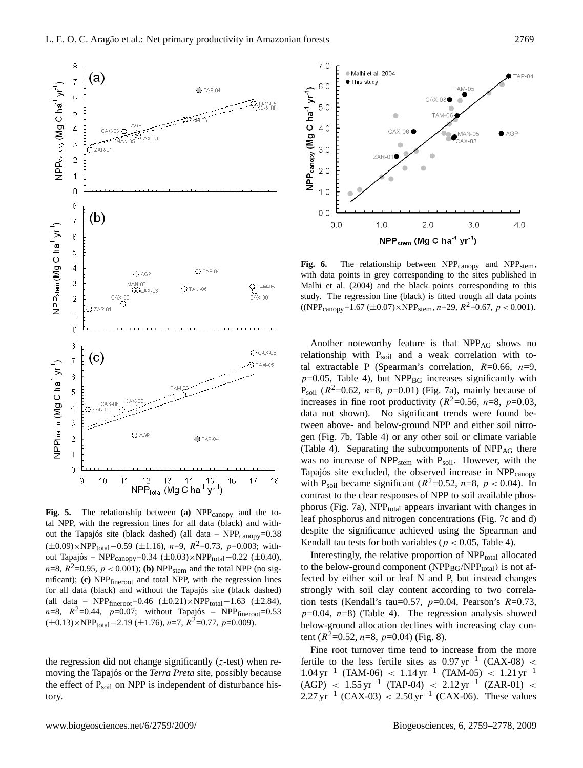**Fig. 5.** The relationship between **(a)** $NPP_{canopy}$ and the total NPP, with the regression lines for all data (black) and without the Tapajós site (black dashed) (all data – $NPP_{canopy}$=0.38 (±0.09)×$NPP_{total}$−0.59 (±1.16), $n$=9, $R^2$=0.73, $p$=0.003; without Tapajós – $NPP_{canopy}$=0.34 (±0.03)×$NPP_{total}$−0.22 (±0.40), $n$=8, $R^2$=0.95, $p<0.001$); **(b)** $NPP_{stem}$ and the total NPP (no significant); **(c)** $NPP_{fineroot}$ and total NPP, with the regression lines for all data (black) and without the Tapajós site (black dashed) (all data – $NPP_{fineroot}$=0.46 (±0.21)×$NPP_{total}$−1.63 (±2.84), $n$=8, $R^2$=0.44, $p$=0.07; without Tapajós – $NPP_{fineroot}$=0.53 (±0.13)×$NPP_{total}$−2.19 (±1.76), $n$=7, $R^2$=0.77, $p$=0.009).

the regression did not change significantly ($z$-test) when removing the Tapajós or the *Terra Preta* site, possibly because the effect of $P_{soil}$ on NPP is independent of disturbance history.

**Fig. 6.** The relationship between $NPP_{canopy}$ and $NPP_{stem}$, with data points in grey corresponding to the sites published in Malhi et al. (2004) and the black points corresponding to this study. The regression line (black) is fitted trough all data points (($NPP_{canopy}$=1.67 (±0.07)×$NPP_{stem}$, $n$=29, $R^2$=0.67, $p<0.001$).

Another noteworthy feature is that $NPP_{AG}$ shows no relationship with $P_{soil}$ and a weak correlation with total extractable P (Spearman's correlation, $R$=0.66, $n$=9, $p$=0.05, Table 4), but $NPP_{BG}$ increases significantly with $P_{soil}$ ($R^2$=0.62, $n$=8, $p$=0.01) (Fig. 7a), mainly because of increases in fine root productivity ($R^2$=0.56, $n$=8, $p$=0.03, data not shown). No significant trends were found between above- and below-ground NPP and either soil nitrogen (Fig. 7b, Table 4) or any other soil or climate variable (Table 4). Separating the subcomponents of $NPP_{AG}$ there was no increase of $NPP_{stem}$ with $P_{soil}$. However, with the Tapajós site excluded, the observed increase in $NPP_{canopy}$ with $P_{soil}$ became significant ($R^2$=0.52, $n$=8, $p<0.04$). In contrast to the clear responses of NPP to soil available phosphorus (Fig. 7a), $NPP_{total}$ appears invariant with changes in leaf phosphorus and nitrogen concentrations (Fig. 7c and d) despite the significance achieved using the Spearman and Kendall tau tests for both variables ($p<0.05$, Table 4).

Interestingly, the relative proportion of $NPP_{total}$ allocated to the below-ground component ($NPP_{BG}/NPP_{total}$) is not affected by either soil or leaf N and P, but instead changes strongly with soil clay content according to two correlation tests (Kendall's tau=0.57, $p$=0.04, Pearson's $R$=0.73, $p$=0.04, $n$=8) (Table 4). The regression analysis showed below-ground allocation declines with increasing clay content ($R^2$=0.52, $n$=8, $p$=0.04) (Fig. 8).

Fine root turnover time tend to increase from the more fertile to the less fertile sites as $0.97\,yr^{-1}$ (CAX-08) < $1.04\,yr^{-1}$ (TAM-06) < $1.14\,yr^{-1}$ (TAM-05) < $1.21\,yr^{-1}$ (AGP) < $1.55\,yr^{-1}$ (TAP-04) < $2.12\,yr^{-1}$ (ZAR-01) < $2.27\,yr^{-1}$ (CAX-03) < $2.50\,yr^{-1}$ (CAX-06). These values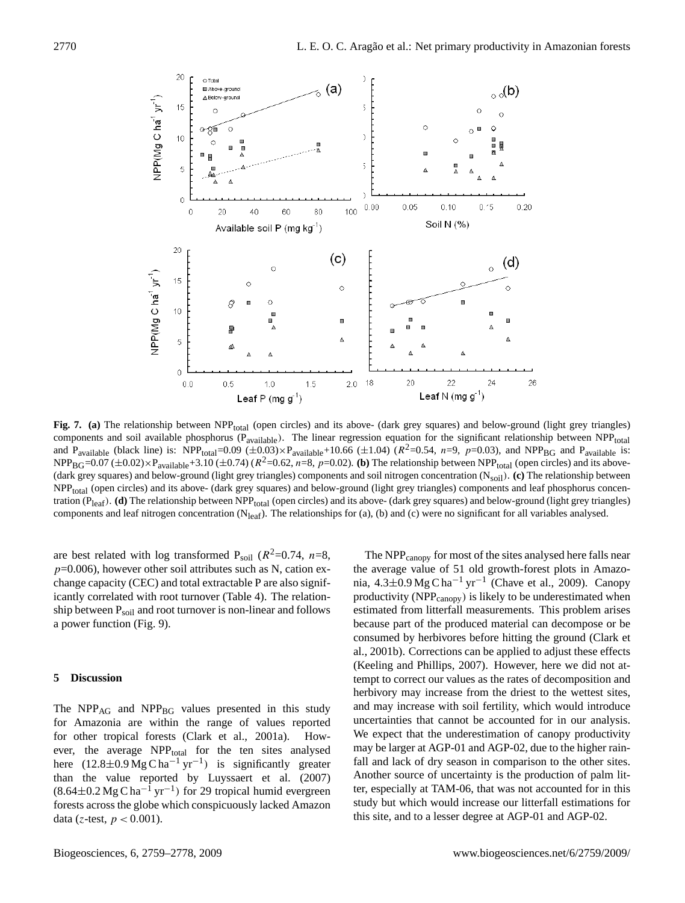**Fig. 7. (a)** The relationship between $NPP_{total}$ (open circles) and its above- (dark grey squares) and below-ground (light grey triangles) components and soil available phosphorus ($P_{available}$). The linear regression equation for the significant relationship between $NPP_{total}$ and $P_{available}$ (black line) is: $NPP_{total}$=0.09 (±0.03)×$P_{available}$+10.66 (±1.04) ($R^2$=0.54, $n$=9, $p$=0.03), and $NPP_{BG}$ and $P_{available}$ is: $NPP_{BG}$=0.07 (±0.02)×$P_{available}$+3.10 (±0.74) ($R^2$=0.62, $n$=8, $p$=0.02). **(b)** The relationship between $NPP_{total}$ (open circles) and its above- (dark grey squares) and below-ground (light grey triangles) components and soil nitrogen concentration ($N_{soil}$). **(c)** The relationship between $NPP_{total}$ (open circles) and its above- (dark grey squares) and below-ground (light grey triangles) components and leaf phosphorus concentration ($P_{leaf}$). **(d)** The relationship between $NPP_{total}$ (open circles) and its above- (dark grey squares) and below-ground (light grey triangles) components and leaf nitrogen concentration ($N_{leaf}$). The relationships for (a), (b) and (c) were no significant for all variables analysed.

are best related with log transformed $P_{soil}$ ($R^2$=0.74, $n$=8, $p$=0.006), however other soil attributes such as N, cation exchange capacity (CEC) and total extractable P are also significantly correlated with root turnover (Table 4). The relationship between $P_{soil}$ and root turnover is non-linear and follows a power function (Fig. 9).

## 5 Discussion

The $NPP_{AG}$ and $NPP_{BG}$ values presented in this study for Amazonia are within the range of values reported for other tropical forests (Clark et al., 2001a). However, the average $NPP_{total}$ for the ten sites analysed here (12.8±0.9 Mg C ha$^{-1}$ yr$^{-1}$) is significantly greater than the value reported by Luyssaert et al. (2007) (8.64±0.2 Mg C ha$^{-1}$ yr$^{-1}$) for 29 tropical humid evergreen forests across the globe which conspicuously lacked Amazon data ($z$-test, $p < 0.001$).

The $NPP_{canopy}$ for most of the sites analysed here falls near the average value of 51 old growth-forest plots in Amazonia, 4.3±0.9 Mg C ha$^{-1}$ yr$^{-1}$ (Chave et al., 2009). Canopy productivity ($NPP_{canopy}$) is likely to be underestimated when estimated from litterfall measurements. This problem arises because part of the produced material can decompose or be consumed by herbivores before hitting the ground (Clark et al., 2001b). Corrections can be applied to adjust these effects (Keeling and Phillips, 2007). However, here we did not attempt to correct our values as the rates of decomposition and herbivory may increase from the driest to the wettest sites, and may increase with soil fertility, which would introduce uncertainties that cannot be accounted for in our analysis. We expect that the underestimation of canopy productivity may be larger at AGP-01 and AGP-02, due to the higher rainfall and lack of dry season in comparison to the other sites. Another source of uncertainty is the production of palm litter, especially at TAM-06, that was not accounted for in this study but which would increase our litterfall estimations for this site, and to a lesser degree at AGP-01 and AGP-02.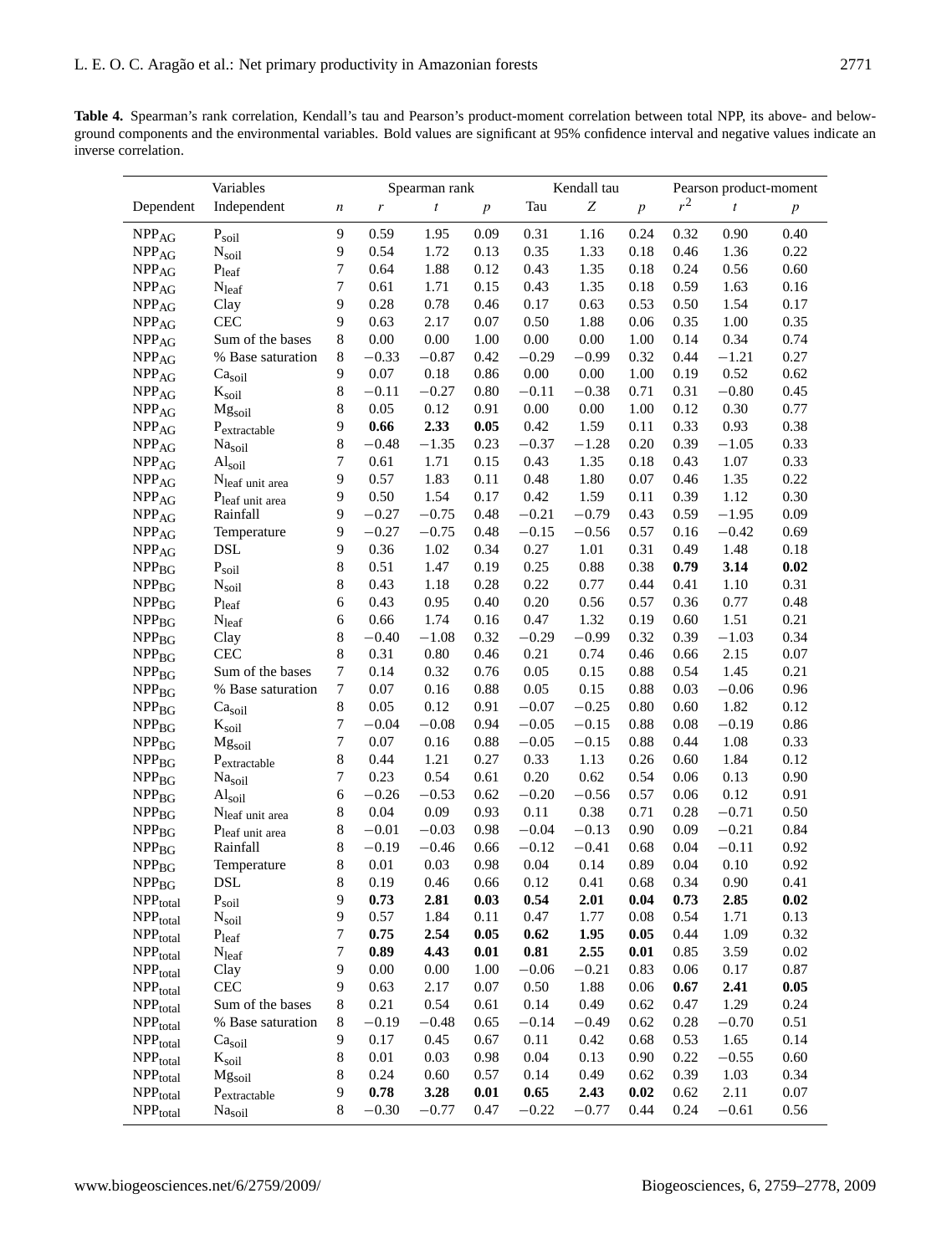**Table 4.** Spearman's rank correlation, Kendall's tau and Pearson's product-moment correlation between total NPP, its above- and below-ground components and the environmental variables. Bold values are significant at 95% confidence interval and negative values indicate an inverse correlation.

| Variables | | | Spearman rank | | | Kendall tau | | | Pearson product-moment | | |
|---|---|---|---|---|---|---|---|---|---|---|---|
| Dependent | Independent | $n$ | $r$ | $t$ | $p$ | Tau | $Z$ | $p$ | $r^2$ | $t$ | $p$ |
| $NPP_{AG}$ | $P_{soil}$ | 9 | 0.59 | 1.95 | 0.09 | 0.31 | 1.16 | 0.24 | 0.32 | 0.90 | 0.40 |
| $NPP_{AG}$ | $N_{soil}$ | 9 | 0.54 | 1.72 | 0.13 | 0.35 | 1.33 | 0.18 | 0.46 | 1.36 | 0.22 |
| $NPP_{AG}$ | $P_{leaf}$ | 7 | 0.64 | 1.88 | 0.12 | 0.43 | 1.35 | 0.18 | 0.24 | 0.56 | 0.60 |
| $NPP_{AG}$ | $N_{leaf}$ | 7 | 0.61 | 1.71 | 0.15 | 0.43 | 1.35 | 0.18 | 0.59 | 1.63 | 0.16 |
| $NPP_{AG}$ | Clay | 9 | 0.28 | 0.78 | 0.46 | 0.17 | 0.63 | 0.53 | 0.50 | 1.54 | 0.17 |
| $NPP_{AG}$ | CEC | 9 | 0.63 | 2.17 | 0.07 | 0.50 | 1.88 | 0.06 | 0.35 | 1.00 | 0.35 |
| $NPP_{AG}$ | Sum of the bases | 8 | 0.00 | 0.00 | 1.00 | 0.00 | 0.00 | 1.00 | 0.14 | 0.34 | 0.74 |
| $NPP_{AG}$ | % Base saturation | 8 | −0.33 | −0.87 | 0.42 | −0.29 | −0.99 | 0.32 | 0.44 | −1.21 | 0.27 |
| $NPP_{AG}$ | $Ca_{soil}$ | 9 | 0.07 | 0.18 | 0.86 | 0.00 | 0.00 | 1.00 | 0.19 | 0.52 | 0.62 |
| $NPP_{AG}$ | $K_{soil}$ | 8 | −0.11 | −0.27 | 0.80 | −0.11 | −0.38 | 0.71 | 0.31 | −0.80 | 0.45 |
| $NPP_{AG}$ | $Mg_{soil}$ | 8 | 0.05 | 0.12 | 0.91 | 0.00 | 0.00 | 1.00 | 0.12 | 0.30 | 0.77 |
| $NPP_{AG}$ | $P_{extractable}$ | 9 | **0.66** | **2.33** | **0.05** | 0.42 | 1.59 | 0.11 | 0.33 | 0.93 | 0.38 |
| $NPP_{AG}$ | $Na_{soil}$ | 8 | −0.48 | −1.35 | 0.23 | −0.37 | −1.28 | 0.20 | 0.39 | −1.05 | 0.33 |
| $NPP_{AG}$ | $Al_{soil}$ | 7 | 0.61 | 1.71 | 0.15 | 0.43 | 1.35 | 0.18 | 0.43 | 1.07 | 0.33 |
| $NPP_{AG}$ | $N_{leaf\ unit\ area}$ | 9 | 0.57 | 1.83 | 0.11 | 0.48 | 1.80 | 0.07 | 0.46 | 1.35 | 0.22 |
| $NPP_{AG}$ | $P_{leaf\ unit\ area}$ | 9 | 0.50 | 1.54 | 0.17 | 0.42 | 1.59 | 0.11 | 0.39 | 1.12 | 0.30 |
| $NPP_{AG}$ | Rainfall | 9 | −0.27 | −0.75 | 0.48 | −0.21 | −0.79 | 0.43 | 0.59 | −1.95 | 0.09 |
| $NPP_{AG}$ | Temperature | 9 | −0.27 | −0.75 | 0.48 | −0.15 | −0.56 | 0.57 | 0.16 | −0.42 | 0.69 |
| $NPP_{AG}$ | DSL | 9 | 0.36 | 1.02 | 0.34 | 0.27 | 1.01 | 0.31 | 0.49 | 1.48 | 0.18 |
| $NPP_{BG}$ | $P_{soil}$ | 8 | 0.51 | 1.47 | 0.19 | 0.25 | 0.88 | 0.38 | **0.79** | **3.14** | **0.02** |
| $NPP_{BG}$ | $N_{soil}$ | 8 | 0.43 | 1.18 | 0.28 | 0.22 | 0.77 | 0.44 | 0.41 | 1.10 | 0.31 |
| $NPP_{BG}$ | $P_{leaf}$ | 6 | 0.43 | 0.95 | 0.40 | 0.20 | 0.56 | 0.57 | 0.36 | 0.77 | 0.48 |
| $NPP_{BG}$ | $N_{leaf}$ | 6 | 0.66 | 1.74 | 0.16 | 0.47 | 1.32 | 0.19 | 0.60 | 1.51 | 0.21 |
| $NPP_{BG}$ | Clay | 8 | −0.40 | −1.08 | 0.32 | −0.29 | −0.99 | 0.32 | 0.39 | −1.03 | 0.34 |
| $NPP_{BG}$ | CEC | 8 | 0.31 | 0.80 | 0.46 | 0.21 | 0.74 | 0.46 | 0.66 | 2.15 | 0.07 |
| $NPP_{BG}$ | Sum of the bases | 7 | 0.14 | 0.32 | 0.76 | 0.05 | 0.15 | 0.88 | 0.54 | 1.45 | 0.21 |
| $NPP_{BG}$ | % Base saturation | 7 | 0.07 | 0.16 | 0.88 | 0.05 | 0.15 | 0.88 | 0.03 | −0.06 | 0.96 |
| $NPP_{BG}$ | $Ca_{soil}$ | 8 | 0.05 | 0.12 | 0.91 | −0.07 | −0.25 | 0.80 | 0.60 | 1.82 | 0.12 |
| $NPP_{BG}$ | $K_{soil}$ | 7 | −0.04 | −0.08 | 0.94 | −0.05 | −0.15 | 0.88 | 0.08 | −0.19 | 0.86 |
| $NPP_{BG}$ | $Mg_{soil}$ | 7 | 0.07 | 0.16 | 0.88 | −0.05 | −0.15 | 0.88 | 0.44 | 1.08 | 0.33 |
| $NPP_{BG}$ | $P_{extractable}$ | 8 | 0.44 | 1.21 | 0.27 | 0.33 | 1.13 | 0.26 | 0.60 | 1.84 | 0.12 |
| $NPP_{BG}$ | $Na_{soil}$ | 7 | 0.23 | 0.54 | 0.61 | 0.20 | 0.62 | 0.54 | 0.06 | 0.13 | 0.90 |
| $NPP_{BG}$ | $Al_{soil}$ | 6 | −0.26 | −0.53 | 0.62 | −0.20 | −0.56 | 0.57 | 0.06 | 0.12 | 0.91 |
| $NPP_{BG}$ | $N_{leaf\ unit\ area}$ | 8 | 0.04 | 0.09 | 0.93 | 0.11 | 0.38 | 0.71 | 0.28 | −0.71 | 0.50 |
| $NPP_{BG}$ | $P_{leaf\ unit\ area}$ | 8 | −0.01 | −0.03 | 0.98 | −0.04 | −0.13 | 0.90 | 0.09 | −0.21 | 0.84 |
| $NPP_{BG}$ | Rainfall | 8 | −0.19 | −0.46 | 0.66 | −0.12 | −0.41 | 0.68 | 0.04 | −0.11 | 0.92 |
| $NPP_{BG}$ | Temperature | 8 | 0.01 | 0.03 | 0.98 | 0.04 | 0.14 | 0.89 | 0.04 | 0.10 | 0.92 |
| $NPP_{BG}$ | DSL | 8 | 0.19 | 0.46 | 0.66 | 0.12 | 0.41 | 0.68 | 0.34 | 0.90 | 0.41 |
| $NPP_{total}$ | $P_{soil}$ | 9 | **0.73** | **2.81** | **0.03** | **0.54** | **2.01** | **0.04** | **0.73** | **2.85** | **0.02** |
| $NPP_{total}$ | $N_{soil}$ | 9 | 0.57 | 1.84 | 0.11 | 0.47 | 1.77 | 0.08 | 0.54 | 1.71 | 0.13 |
| $NPP_{total}$ | $P_{leaf}$ | 7 | **0.75** | **2.54** | **0.05** | **0.62** | **1.95** | **0.05** | 0.44 | 1.09 | 0.32 |
| $NPP_{total}$ | $N_{leaf}$ | 7 | **0.89** | **4.43** | **0.01** | **0.81** | **2.55** | **0.01** | 0.85 | 3.59 | 0.02 |
| $NPP_{total}$ | Clay | 9 | 0.00 | 0.00 | 1.00 | −0.06 | −0.21 | 0.83 | 0.06 | 0.17 | 0.87 |
| $NPP_{total}$ | CEC | 9 | 0.63 | 2.17 | 0.07 | 0.50 | 1.88 | 0.06 | **0.67** | **2.41** | **0.05** |
| $NPP_{total}$ | Sum of the bases | 8 | 0.21 | 0.54 | 0.61 | 0.14 | 0.49 | 0.62 | 0.47 | 1.29 | 0.24 |
| $NPP_{total}$ | % Base saturation | 8 | −0.19 | −0.48 | 0.65 | −0.14 | −0.49 | 0.62 | 0.28 | −0.70 | 0.51 |
| $NPP_{total}$ | $Ca_{soil}$ | 9 | 0.17 | 0.45 | 0.67 | 0.11 | 0.42 | 0.68 | 0.53 | 1.65 | 0.14 |
| $NPP_{total}$ | $K_{soil}$ | 8 | 0.01 | 0.03 | 0.98 | 0.04 | 0.13 | 0.90 | 0.22 | −0.55 | 0.60 |
| $NPP_{total}$ | $Mg_{soil}$ | 8 | 0.24 | 0.60 | 0.57 | 0.14 | 0.49 | 0.62 | 0.39 | 1.03 | 0.34 |
| $NPP_{total}$ | $P_{extractable}$ | 9 | **0.78** | **3.28** | **0.01** | **0.65** | **2.43** | **0.02** | 0.62 | 2.11 | 0.07 |
| $NPP_{total}$ | $Na_{soil}$ | 8 | −0.30 | −0.77 | 0.47 | −0.22 | −0.77 | 0.44 | 0.24 | −0.61 | 0.56 |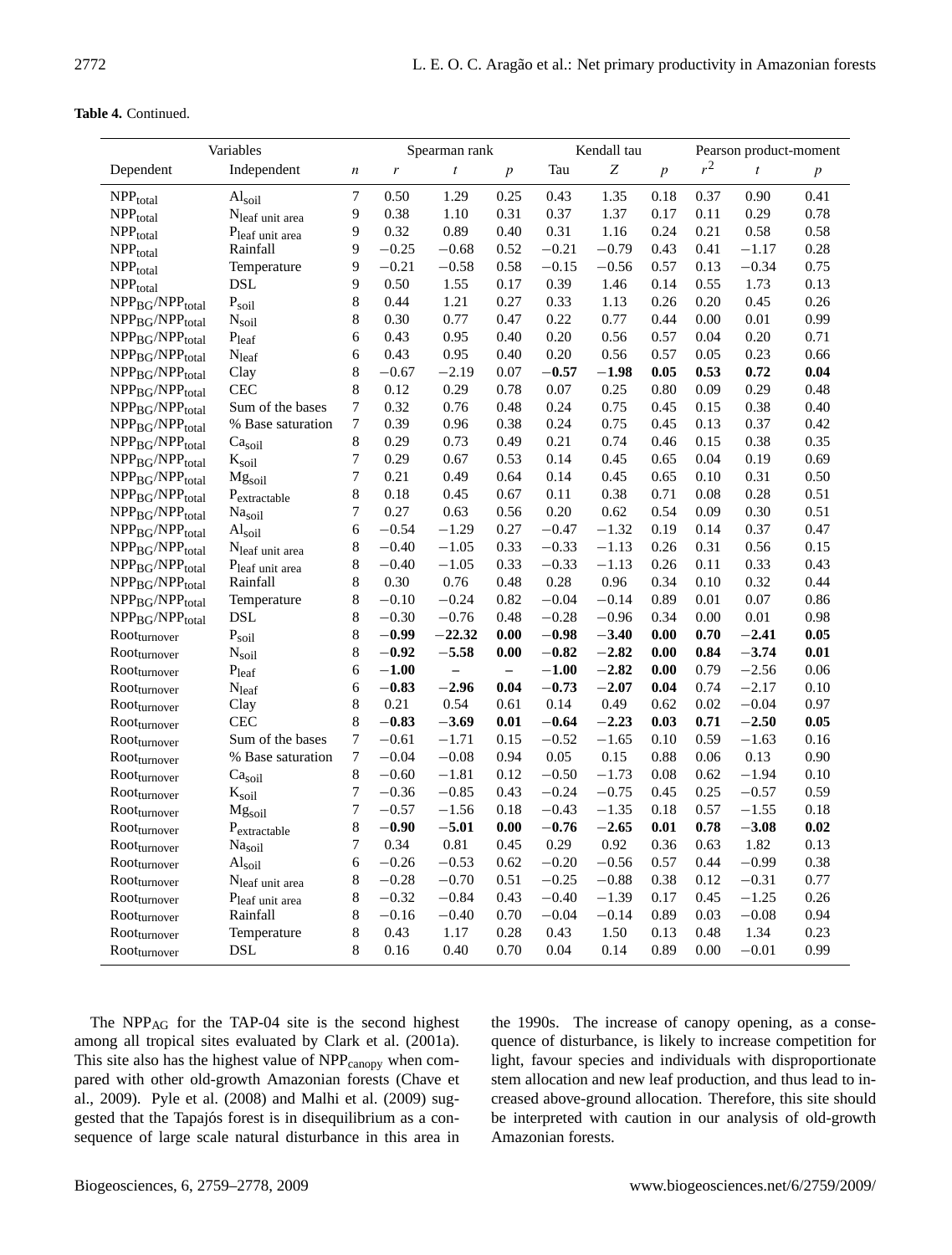**Table 4.** Continued.

| Variables | | | Spearman rank | | | Kendall tau | | | Pearson product-moment | | |
|---|---|---|---|---|---|---|---|---|---|---|---|
| Dependent | Independent | $n$ | $r$ | $t$ | $p$ | Tau | $Z$ | $p$ | $r^2$ | $t$ | $p$ |
| $NPP_{total}$ | $Al_{soil}$ | 7 | 0.50 | 1.29 | 0.25 | 0.43 | 1.35 | 0.18 | 0.37 | 0.90 | 0.41 |
| $NPP_{total}$ | $N_{leaf\ unit\ area}$ | 9 | 0.38 | 1.10 | 0.31 | 0.37 | 1.37 | 0.17 | 0.11 | 0.29 | 0.78 |
| $NPP_{total}$ | $P_{leaf\ unit\ area}$ | 9 | 0.32 | 0.89 | 0.40 | 0.31 | 1.16 | 0.24 | 0.21 | 0.58 | 0.58 |
| $NPP_{total}$ | Rainfall | 9 | −0.25 | −0.68 | 0.52 | −0.21 | −0.79 | 0.43 | 0.41 | −1.17 | 0.28 |
| $NPP_{total}$ | Temperature | 9 | −0.21 | −0.58 | 0.58 | −0.15 | −0.56 | 0.57 | 0.13 | −0.34 | 0.75 |
| $NPP_{total}$ | DSL | 9 | 0.50 | 1.55 | 0.17 | 0.39 | 1.46 | 0.14 | 0.55 | 1.73 | 0.13 |
| $NPP_{BG}/NPP_{total}$ | $P_{soil}$ | 8 | 0.44 | 1.21 | 0.27 | 0.33 | 1.13 | 0.26 | 0.20 | 0.45 | 0.26 |
| $NPP_{BG}/NPP_{total}$ | $N_{soil}$ | 8 | 0.30 | 0.77 | 0.47 | 0.22 | 0.77 | 0.44 | 0.00 | 0.01 | 0.99 |
| $NPP_{BG}/NPP_{total}$ | $P_{leaf}$ | 6 | 0.43 | 0.95 | 0.40 | 0.20 | 0.56 | 0.57 | 0.04 | 0.20 | 0.71 |
| $NPP_{BG}/NPP_{total}$ | $N_{leaf}$ | 6 | 0.43 | 0.95 | 0.40 | 0.20 | 0.56 | 0.57 | 0.05 | 0.23 | 0.66 |
| $NPP_{BG}/NPP_{total}$ | Clay | 8 | −0.67 | −2.19 | 0.07 | **−0.57** | **−1.98** | **0.05** | **0.53** | **0.72** | **0.04** |
| $NPP_{BG}/NPP_{total}$ | CEC | 8 | 0.12 | 0.29 | 0.78 | 0.07 | 0.25 | 0.80 | 0.09 | 0.29 | 0.48 |
| $NPP_{BG}/NPP_{total}$ | Sum of the bases | 7 | 0.32 | 0.76 | 0.48 | 0.24 | 0.75 | 0.45 | 0.15 | 0.38 | 0.40 |
| $NPP_{BG}/NPP_{total}$ | % Base saturation | 7 | 0.39 | 0.96 | 0.38 | 0.24 | 0.75 | 0.45 | 0.13 | 0.37 | 0.42 |
| $NPP_{BG}/NPP_{total}$ | $Ca_{soil}$ | 8 | 0.29 | 0.73 | 0.49 | 0.21 | 0.74 | 0.46 | 0.15 | 0.38 | 0.35 |
| $NPP_{BG}/NPP_{total}$ | $K_{soil}$ | 7 | 0.29 | 0.67 | 0.53 | 0.14 | 0.45 | 0.65 | 0.04 | 0.19 | 0.69 |
| $NPP_{BG}/NPP_{total}$ | $Mg_{soil}$ | 7 | 0.21 | 0.49 | 0.64 | 0.14 | 0.45 | 0.65 | 0.10 | 0.31 | 0.50 |
| $NPP_{BG}/NPP_{total}$ | $P_{extractable}$ | 8 | 0.18 | 0.45 | 0.67 | 0.11 | 0.38 | 0.71 | 0.08 | 0.28 | 0.51 |
| $NPP_{BG}/NPP_{total}$ | $Na_{soil}$ | 7 | 0.27 | 0.63 | 0.56 | 0.20 | 0.62 | 0.54 | 0.09 | 0.30 | 0.51 |
| $NPP_{BG}/NPP_{total}$ | $Al_{soil}$ | 6 | −0.54 | −1.29 | 0.27 | −0.47 | −1.32 | 0.19 | 0.14 | 0.37 | 0.47 |
| $NPP_{BG}/NPP_{total}$ | $N_{leaf\ unit\ area}$ | 8 | −0.40 | −1.05 | 0.33 | −0.33 | −1.13 | 0.26 | 0.31 | 0.56 | 0.15 |
| $NPP_{BG}/NPP_{total}$ | $P_{leaf\ unit\ area}$ | 8 | −0.40 | −1.05 | 0.33 | −0.33 | −1.13 | 0.26 | 0.11 | 0.33 | 0.43 |
| $NPP_{BG}/NPP_{total}$ | Rainfall | 8 | 0.30 | 0.76 | 0.48 | 0.28 | 0.96 | 0.34 | 0.10 | 0.32 | 0.44 |
| $NPP_{BG}/NPP_{total}$ | Temperature | 8 | −0.10 | −0.24 | 0.82 | −0.04 | −0.14 | 0.89 | 0.01 | 0.07 | 0.86 |
| $NPP_{BG}/NPP_{total}$ | DSL | 8 | −0.30 | −0.76 | 0.48 | −0.28 | −0.96 | 0.34 | 0.00 | 0.01 | 0.98 |
| $Root_{turnover}$ | $P_{soil}$ | 8 | **−0.99** | **−22.32** | **0.00** | **−0.98** | **−3.40** | **0.00** | **0.70** | **−2.41** | **0.05** |
| $Root_{turnover}$ | $N_{soil}$ | 8 | **−0.92** | **−5.58** | **0.00** | **−0.82** | **−2.82** | **0.00** | **0.84** | **−3.74** | **0.01** |
| $Root_{turnover}$ | $P_{leaf}$ | 6 | **−1.00** | **–** | **–** | **−1.00** | **−2.82** | **0.00** | 0.79 | −2.56 | 0.06 |
| $Root_{turnover}$ | $N_{leaf}$ | 6 | **−0.83** | **−2.96** | **0.04** | **−0.73** | **−2.07** | **0.04** | 0.74 | −2.17 | 0.10 |
| $Root_{turnover}$ | Clay | 8 | 0.21 | 0.54 | 0.61 | 0.14 | 0.49 | 0.62 | 0.02 | −0.04 | 0.97 |
| $Root_{turnover}$ | CEC | 8 | **−0.83** | **−3.69** | **0.01** | **−0.64** | **−2.23** | **0.03** | **0.71** | **−2.50** | **0.05** |
| $Root_{turnover}$ | Sum of the bases | 7 | −0.61 | −1.71 | 0.15 | −0.52 | −1.65 | 0.10 | 0.59 | −1.63 | 0.16 |
| $Root_{turnover}$ | % Base saturation | 7 | −0.04 | −0.08 | 0.94 | 0.05 | 0.15 | 0.88 | 0.06 | 0.13 | 0.90 |
| $Root_{turnover}$ | $Ca_{soil}$ | 8 | −0.60 | −1.81 | 0.12 | −0.50 | −1.73 | 0.08 | 0.62 | −1.94 | 0.10 |
| $Root_{turnover}$ | $K_{soil}$ | 7 | −0.36 | −0.85 | 0.43 | −0.24 | −0.75 | 0.45 | 0.25 | −0.57 | 0.59 |
| $Root_{turnover}$ | $Mg_{soil}$ | 7 | −0.57 | −1.56 | 0.18 | −0.43 | −1.35 | 0.18 | 0.57 | −1.55 | 0.18 |
| $Root_{turnover}$ | $P_{extractable}$ | 8 | **−0.90** | **−5.01** | **0.00** | **−0.76** | **−2.65** | **0.01** | **0.78** | **−3.08** | **0.02** |
| $Root_{turnover}$ | $Na_{soil}$ | 7 | 0.34 | 0.81 | 0.45 | 0.29 | 0.92 | 0.36 | 0.63 | 1.82 | 0.13 |
| $Root_{turnover}$ | $Al_{soil}$ | 6 | −0.26 | −0.53 | 0.62 | −0.20 | −0.56 | 0.57 | 0.44 | −0.99 | 0.38 |
| $Root_{turnover}$ | $N_{leaf\ unit\ area}$ | 8 | −0.28 | −0.70 | 0.51 | −0.25 | −0.88 | 0.38 | 0.12 | −0.31 | 0.77 |
| $Root_{turnover}$ | $P_{leaf\ unit\ area}$ | 8 | −0.32 | −0.84 | 0.43 | −0.40 | −1.39 | 0.17 | 0.45 | −1.25 | 0.26 |
| $Root_{turnover}$ | Rainfall | 8 | −0.16 | −0.40 | 0.70 | −0.04 | −0.14 | 0.89 | 0.03 | −0.08 | 0.94 |
| $Root_{turnover}$ | Temperature | 8 | 0.43 | 1.17 | 0.28 | 0.43 | 1.50 | 0.13 | 0.48 | 1.34 | 0.23 |
| $Root_{turnover}$ | DSL | 8 | 0.16 | 0.40 | 0.70 | 0.04 | 0.14 | 0.89 | 0.00 | −0.01 | 0.99 |

The $NPP_{AG}$ for the TAP-04 site is the second highest among all tropical sites evaluated by Clark et al. (2001a). This site also has the highest value of $NPP_{canopy}$ when compared with other old-growth Amazonian forests (Chave et al., 2009). Pyle et al. (2008) and Malhi et al. (2009) suggested that the Tapajós forest is in disequilibrium as a consequence of large scale natural disturbance in this area in the 1990s. The increase of canopy opening, as a consequence of disturbance, is likely to increase competition for light, favour species and individuals with disproportionate stem allocation and new leaf production, and thus lead to increased above-ground allocation. Therefore, this site should be interpreted with caution in our analysis of old-growth Amazonian forests.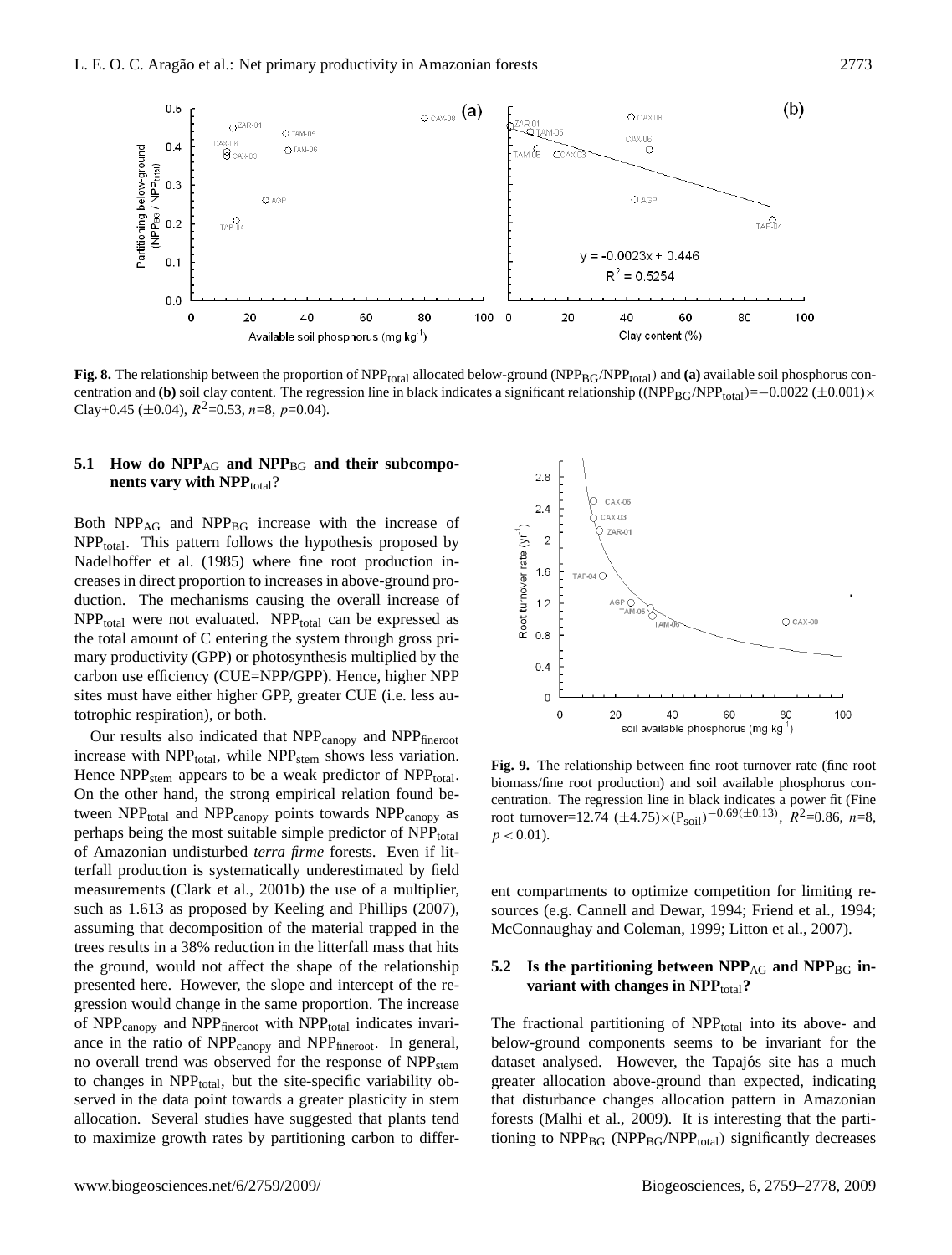**Fig. 8.** The relationship between the proportion of $NPP_{total}$ allocated below-ground ($NPP_{BG}/NPP_{total}$) and **(a)** available soil phosphorus concentration and **(b)** soil clay content. The regression line in black indicates a significant relationship (($NPP_{BG}/NPP_{total}$)=−0.0022 (±0.001)× Clay+0.45 (±0.04), $R^2$=0.53, $n$=8, $p$=0.04).

### 5.1 How do $NPP_{AG}$ and $NPP_{BG}$ and their subcomponents vary with $NPP_{total}$?

Both $NPP_{AG}$ and $NPP_{BG}$ increase with the increase of $NPP_{total}$. This pattern follows the hypothesis proposed by Nadelhoffer et al. (1985) where fine root production increases in direct proportion to increases in above-ground production. The mechanisms causing the overall increase of $NPP_{total}$ were not evaluated. $NPP_{total}$ can be expressed as the total amount of C entering the system through gross primary productivity (GPP) or photosynthesis multiplied by the carbon use efficiency (CUE=NPP/GPP). Hence, higher NPP sites must have either higher GPP, greater CUE (i.e. less autotrophic respiration), or both.

Our results also indicated that $NPP_{canopy}$ and $NPP_{fineroot}$ increase with $NPP_{total}$, while $NPP_{stem}$ shows less variation. Hence $NPP_{stem}$ appears to be a weak predictor of $NPP_{total}$. On the other hand, the strong empirical relation found between $NPP_{total}$ and $NPP_{canopy}$ points towards $NPP_{canopy}$ as perhaps being the most suitable simple predictor of $NPP_{total}$ of Amazonian undisturbed *terra firme* forests. Even if litterfall production is systematically underestimated by field measurements (Clark et al., 2001b) the use of a multiplier, such as 1.613 as proposed by Keeling and Phillips (2007), assuming that decomposition of the material trapped in the trees results in a 38% reduction in the litterfall mass that hits the ground, would not affect the shape of the relationship presented here. However, the slope and intercept of the regression would change in the same proportion. The increase of $NPP_{canopy}$ and $NPP_{fineroot}$ with $NPP_{total}$ indicates invariance in the ratio of $NPP_{canopy}$ and $NPP_{fineroot}$. In general, no overall trend was observed for the response of $NPP_{stem}$ to changes in $NPP_{total}$, but the site-specific variability observed in the data point towards a greater plasticity in stem allocation. Several studies have suggested that plants tend to maximize growth rates by partitioning carbon to different compartments to optimize competition for limiting resources (e.g. Cannell and Dewar, 1994; Friend et al., 1994; McConnaughay and Coleman, 1999; Litton et al., 2007).

**Fig. 9.** The relationship between fine root turnover rate (fine root biomass/fine root production) and soil available phosphorus concentration. The regression line in black indicates a power fit (Fine root turnover=12.74 (±4.75)×($P_{soil}$)$^{-0.69(\pm0.13)}$, $R^2$=0.86, $n$=8, $p<0.01$).

### 5.2 Is the partitioning between $NPP_{AG}$ and $NPP_{BG}$ invariant with changes in $NPP_{total}$?

The fractional partitioning of $NPP_{total}$ into its above- and below-ground components seems to be invariant for the dataset analysed. However, the Tapajós site has a much greater allocation above-ground than expected, indicating that disturbance changes allocation pattern in Amazonian forests (Malhi et al., 2009). It is interesting that the partitioning to $NPP_{BG}$ ($NPP_{BG}/NPP_{total}$) significantly decreases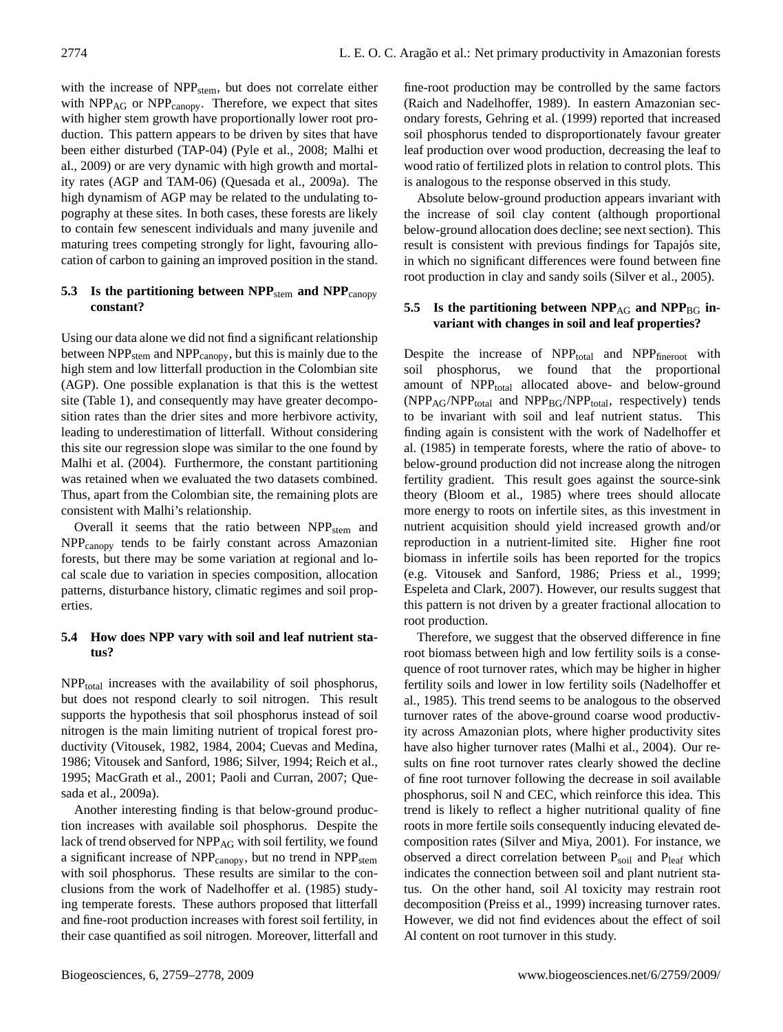with the increase of $NPP_{stem}$, but does not correlate either with $NPP_{AG}$ or $NPP_{canopy}$. Therefore, we expect that sites with higher stem growth have proportionally lower root production. This pattern appears to be driven by sites that have been either disturbed (TAP-04) (Pyle et al., 2008; Malhi et al., 2009) or are very dynamic with high growth and mortality rates (AGP and TAM-06) (Quesada et al., 2009a). The high dynamism of AGP may be related to the undulating topography at these sites. In both cases, these forests are likely to contain few senescent individuals and many juvenile and maturing trees competing strongly for light, favouring allocation of carbon to gaining an improved position in the stand.

### 5.3 Is the partitioning between $NPP_{stem}$ and $NPP_{canopy}$ constant?

Using our data alone we did not find a significant relationship between $NPP_{stem}$ and $NPP_{canopy}$, but this is mainly due to the high stem and low litterfall production in the Colombian site (AGP). One possible explanation is that this is the wettest site (Table 1), and consequently may have greater decomposition rates than the drier sites and more herbivore activity, leading to underestimation of litterfall. Without considering this site our regression slope was similar to the one found by Malhi et al. (2004). Furthermore, the constant partitioning was retained when we evaluated the two datasets combined. Thus, apart from the Colombian site, the remaining plots are consistent with Malhi's relationship.

Overall it seems that the ratio between $NPP_{stem}$ and $NPP_{canopy}$ tends to be fairly constant across Amazonian forests, but there may be some variation at regional and local scale due to variation in species composition, allocation patterns, disturbance history, climatic regimes and soil properties.

### 5.4 How does NPP vary with soil and leaf nutrient status?

$NPP_{total}$ increases with the availability of soil phosphorus, but does not respond clearly to soil nitrogen. This result supports the hypothesis that soil phosphorus instead of soil nitrogen is the main limiting nutrient of tropical forest productivity (Vitousek, 1982, 1984, 2004; Cuevas and Medina, 1986; Vitousek and Sanford, 1986; Silver, 1994; Reich et al., 1995; MacGrath et al., 2001; Paoli and Curran, 2007; Quesada et al., 2009a).

Another interesting finding is that below-ground production increases with available soil phosphorus. Despite the lack of trend observed for $NPP_{AG}$ with soil fertility, we found a significant increase of $NPP_{canopy}$, but no trend in $NPP_{stem}$ with soil phosphorus. These results are similar to the conclusions from the work of Nadelhoffer et al. (1985) studying temperate forests. These authors proposed that litterfall and fine-root production increases with forest soil fertility, in their case quantified as soil nitrogen. Moreover, litterfall and fine-root production may be controlled by the same factors (Raich and Nadelhoffer, 1989). In eastern Amazonian secondary forests, Gehring et al. (1999) reported that increased soil phosphorus tended to disproportionately favour greater leaf production over wood production, decreasing the leaf to wood ratio of fertilized plots in relation to control plots. This is analogous to the response observed in this study.

Absolute below-ground production appears invariant with the increase of soil clay content (although proportional below-ground allocation does decline; see next section). This result is consistent with previous findings for Tapajós site, in which no significant differences were found between fine root production in clay and sandy soils (Silver et al., 2005).

### 5.5 Is the partitioning between $NPP_{AG}$ and $NPP_{BG}$ invariant with changes in soil and leaf properties?

Despite the increase of $NPP_{total}$ and $NPP_{fineroot}$ with soil phosphorus, we found that the proportional amount of $NPP_{total}$ allocated above- and below-ground ($NPP_{AG}/NPP_{total}$ and $NPP_{BG}/NPP_{total}$, respectively) tends to be invariant with soil and leaf nutrient status. This finding again is consistent with the work of Nadelhoffer et al. (1985) in temperate forests, where the ratio of above- to below-ground production did not increase along the nitrogen fertility gradient. This result goes against the source-sink theory (Bloom et al., 1985) where trees should allocate more energy to roots on infertile sites, as this investment in nutrient acquisition should yield increased growth and/or reproduction in a nutrient-limited site. Higher fine root biomass in infertile soils has been reported for the tropics (e.g. Vitousek and Sanford, 1986; Priess et al., 1999; Espeleta and Clark, 2007). However, our results suggest that this pattern is not driven by a greater fractional allocation to root production.

Therefore, we suggest that the observed difference in fine root biomass between high and low fertility soils is a consequence of root turnover rates, which may be higher in higher fertility soils and lower in low fertility soils (Nadelhoffer et al., 1985). This trend seems to be analogous to the observed turnover rates of the above-ground coarse wood productivity across Amazonian plots, where higher productivity sites have also higher turnover rates (Malhi et al., 2004). Our results on fine root turnover rates clearly showed the decline of fine root turnover following the decrease in soil available phosphorus, soil N and CEC, which reinforce this idea. This trend is likely to reflect a higher nutritional quality of fine roots in more fertile soils consequently inducing elevated decomposition rates (Silver and Miya, 2001). For instance, we observed a direct correlation between $P_{soil}$ and $P_{leaf}$ which indicates the connection between soil and plant nutrient status. On the other hand, soil Al toxicity may restrain root decomposition (Preiss et al., 1999) increasing turnover rates. However, we did not find evidences about the effect of soil Al content on root turnover in this study.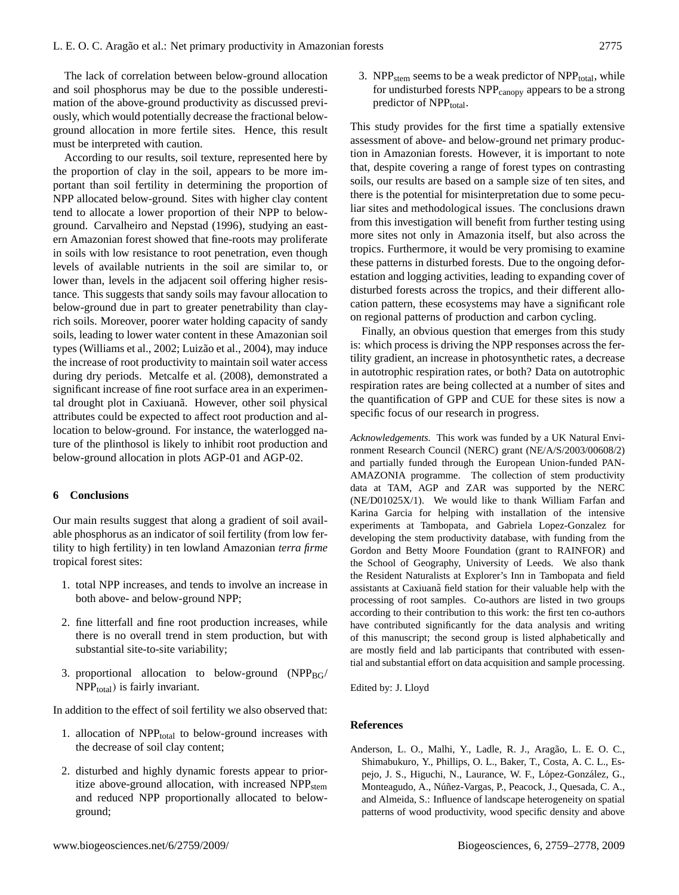The lack of correlation between below-ground allocation and soil phosphorus may be due to the possible underestimation of the above-ground productivity as discussed previously, which would potentially decrease the fractional below-ground allocation in more fertile sites. Hence, this result must be interpreted with caution.

According to our results, soil texture, represented here by the proportion of clay in the soil, appears to be more important than soil fertility in determining the proportion of NPP allocated below-ground. Sites with higher clay content tend to allocate a lower proportion of their NPP to below-ground. Carvalheiro and Nepstad (1996), studying an eastern Amazonian forest showed that fine-roots may proliferate in soils with low resistance to root penetration, even though levels of available nutrients in the soil are similar to, or lower than, levels in the adjacent soil offering higher resistance. This suggests that sandy soils may favour allocation to below-ground due in part to greater penetrability than clay-rich soils. Moreover, poorer water holding capacity of sandy soils, leading to lower water content in these Amazonian soil types (Williams et al., 2002; Luizão et al., 2004), may induce the increase of root productivity to maintain soil water access during dry periods. Metcalfe et al. (2008), demonstrated a significant increase of fine root surface area in an experimental drought plot in Caxiuanã. However, other soil physical attributes could be expected to affect root production and allocation to below-ground. For instance, the waterlogged nature of the plinthosol is likely to inhibit root production and below-ground allocation in plots AGP-01 and AGP-02.

## 6 Conclusions

Our main results suggest that along a gradient of soil available phosphorus as an indicator of soil fertility (from low fertility to high fertility) in ten lowland Amazonian *terra firme* tropical forest sites:

1. total NPP increases, and tends to involve an increase in both above- and below-ground NPP;
2. fine litterfall and fine root production increases, while there is no overall trend in stem production, but with substantial site-to-site variability;
3. proportional allocation to below-ground ($NPP_{BG}$/ $NPP_{total}$) is fairly invariant.

In addition to the effect of soil fertility we also observed that:

1. allocation of $NPP_{total}$ to below-ground increases with the decrease of soil clay content;
2. disturbed and highly dynamic forests appear to prioritize above-ground allocation, with increased $NPP_{stem}$ and reduced NPP proportionally allocated to below-ground;
3. $NPP_{stem}$ seems to be a weak predictor of $NPP_{total}$, while for undisturbed forests $NPP_{canopy}$ appears to be a strong predictor of $NPP_{total}$.

This study provides for the first time a spatially extensive assessment of above- and below-ground net primary production in Amazonian forests. However, it is important to note that, despite covering a range of forest types on contrasting soils, our results are based on a sample size of ten sites, and there is the potential for misinterpretation due to some peculiar sites and methodological issues. The conclusions drawn from this investigation will benefit from further testing using more sites not only in Amazonia itself, but also across the tropics. Furthermore, it would be very promising to examine these patterns in disturbed forests. Due to the ongoing deforestation and logging activities, leading to expanding cover of disturbed forests across the tropics, and their different allocation pattern, these ecosystems may have a significant role on regional patterns of production and carbon cycling.

Finally, an obvious question that emerges from this study is: which process is driving the NPP responses across the fertility gradient, an increase in photosynthetic rates, a decrease in autotrophic respiration rates, or both? Data on autotrophic respiration rates are being collected at a number of sites and the quantification of GPP and CUE for these sites is now a specific focus of our research in progress.

*Acknowledgements.* This work was funded by a UK Natural Environment Research Council (NERC) grant (NE/A/S/2003/00608/2) and partially funded through the European Union-funded PAN-AMAZONIA programme. The collection of stem productivity data at TAM, AGP and ZAR was supported by the NERC (NE/D01025X/1). We would like to thank William Farfan and Karina Garcia for helping with installation of the intensive experiments at Tambopata, and Gabriela Lopez-Gonzalez for developing the stem productivity database, with funding from the Gordon and Betty Moore Foundation (grant to RAINFOR) and the School of Geography, University of Leeds. We also thank the Resident Naturalists at Explorer's Inn in Tambopata and field assistants at Caxiuanã field station for their valuable help with the processing of root samples. Co-authors are listed in two groups according to their contribution to this work: the first ten co-authors have contributed significantly for the data analysis and writing of this manuscript; the second group is listed alphabetically and are mostly field and lab participants that contributed with essential and substantial effort on data acquisition and sample processing.

Edited by: J. Lloyd

## References

Anderson, L. O., Malhi, Y., Ladle, R. J., Aragão, L. E. O. C., Shimabukuro, Y., Phillips, O. L., Baker, T., Costa, A. C. L., Espejo, J. S., Higuchi, N., Laurance, W. F., López-González, G., Monteagudo, A., Núñez-Vargas, P., Peacock, J., Quesada, C. A., and Almeida, S.: Influence of landscape heterogeneity on spatial patterns of wood productivity, wood specific density and above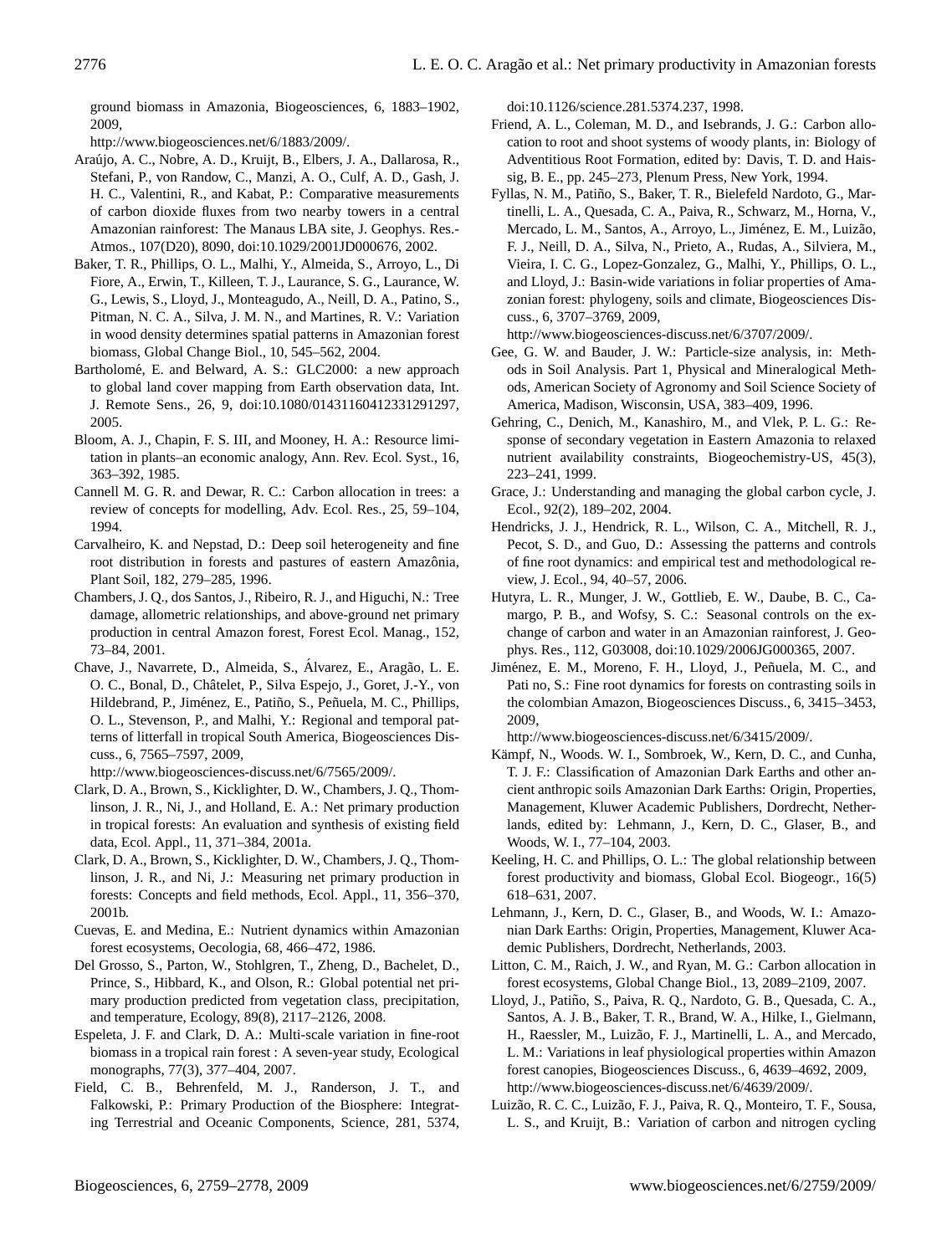ground biomass in Amazonia, Biogeosciences, 6, 1883–1902, 2009, http://www.biogeosciences.net/6/1883/2009/.

Araújo, A. C., Nobre, A. D., Kruijt, B., Elbers, J. A., Dallarosa, R., Stefani, P., von Randow, C., Manzi, A. O., Culf, A. D., Gash, J. H. C., Valentini, R., and Kabat, P.: Comparative measurements of carbon dioxide fluxes from two nearby towers in a central Amazonian rainforest: The Manaus LBA site, J. Geophys. Res.-Atmos., 107(D20), 8090, doi:10.1029/2001JD000676, 2002.

Baker, T. R., Phillips, O. L., Malhi, Y., Almeida, S., Arroyo, L., Di Fiore, A., Erwin, T., Killeen, T. J., Laurance, S. G., Laurance, W. G., Lewis, S., Lloyd, J., Monteagudo, A., Neill, D. A., Patino, S., Pitman, N. C. A., Silva, J. M. N., and Martines, R. V.: Variation in wood density determines spatial patterns in Amazonian forest biomass, Global Change Biol., 10, 545–562, 2004.

Bartholomé, E. and Belward, A. S.: GLC2000: a new approach to global land cover mapping from Earth observation data, Int. J. Remote Sens., 26, 9, doi:10.1080/01431160412331291297, 2005.

Bloom, A. J., Chapin, F. S. III, and Mooney, H. A.: Resource limitation in plants–an economic analogy, Ann. Rev. Ecol. Syst., 16, 363–392, 1985.

Cannell M. G. R. and Dewar, R. C.: Carbon allocation in trees: a review of concepts for modelling, Adv. Ecol. Res., 25, 59–104, 1994.

Carvalheiro, K. and Nepstad, D.: Deep soil heterogeneity and fine root distribution in forests and pastures of eastern Amazônia, Plant Soil, 182, 279–285, 1996.

Chambers, J. Q., dos Santos, J., Ribeiro, R. J., and Higuchi, N.: Tree damage, allometric relationships, and above-ground net primary production in central Amazon forest, Forest Ecol. Manag., 152, 73–84, 2001.

Chave, J., Navarrete, D., Almeida, S., Álvarez, E., Aragão, L. E. O. C., Bonal, D., Châtelet, P., Silva Espejo, J., Goret, J.-Y., von Hildebrand, P., Jiménez, E., Patiño, S., Peñuela, M. C., Phillips, O. L., Stevenson, P., and Malhi, Y.: Regional and temporal patterns of litterfall in tropical South America, Biogeosciences Discuss., 6, 7565–7597, 2009, http://www.biogeosciences-discuss.net/6/7565/2009/.

Clark, D. A., Brown, S., Kicklighter, D. W., Chambers, J. Q., Thomlinson, J. R., Ni, J., and Holland, E. A.: Net primary production in tropical forests: An evaluation and synthesis of existing field data, Ecol. Appl., 11, 371–384, 2001a.

Clark, D. A., Brown, S., Kicklighter, D. W., Chambers, J. Q., Thomlinson, J. R., and Ni, J.: Measuring net primary production in forests: Concepts and field methods, Ecol. Appl., 11, 356–370, 2001b.

Cuevas, E. and Medina, E.: Nutrient dynamics within Amazonian forest ecosystems, Oecologia, 68, 466–472, 1986.

Del Grosso, S., Parton, W., Stohlgren, T., Zheng, D., Bachelet, D., Prince, S., Hibbard, K., and Olson, R.: Global potential net primary production predicted from vegetation class, precipitation, and temperature, Ecology, 89(8), 2117–2126, 2008.

Espeleta, J. F. and Clark, D. A.: Multi-scale variation in fine-root biomass in a tropical rain forest : A seven-year study, Ecological monographs, 77(3), 377–404, 2007.

Field, C. B., Behrenfeld, M. J., Randerson, J. T., and Falkowski, P.: Primary Production of the Biosphere: Integrating Terrestrial and Oceanic Components, Science, 281, 5374, doi:10.1126/science.281.5374.237, 1998.

Friend, A. L., Coleman, M. D., and Isebrands, J. G.: Carbon allocation to root and shoot systems of woody plants, in: Biology of Adventitious Root Formation, edited by: Davis, T. D. and Haissig, B. E., pp. 245–273, Plenum Press, New York, 1994.

Fyllas, N. M., Patiño, S., Baker, T. R., Bielefeld Nardoto, G., Martinelli, L. A., Quesada, C. A., Paiva, R., Schwarz, M., Horna, V., Mercado, L. M., Santos, A., Arroyo, L., Jiménez, E. M., Luizão, F. J., Neill, D. A., Silva, N., Prieto, A., Rudas, A., Silviera, M., Vieira, I. C. G., Lopez-Gonzalez, G., Malhi, Y., Phillips, O. L., and Lloyd, J.: Basin-wide variations in foliar properties of Amazonian forest: phylogeny, soils and climate, Biogeosciences Discuss., 6, 3707–3769, 2009, http://www.biogeosciences-discuss.net/6/3707/2009/.

Gee, G. W. and Bauder, J. W.: Particle-size analysis, in: Methods in Soil Analysis. Part 1, Physical and Mineralogical Methods, American Society of Agronomy and Soil Science Society of America, Madison, Wisconsin, USA, 383–409, 1996.

Gehring, C., Denich, M., Kanashiro, M., and Vlek, P. L. G.: Response of secondary vegetation in Eastern Amazonia to relaxed nutrient availability constraints, Biogeochemistry-US, 45(3), 223–241, 1999.

Grace, J.: Understanding and managing the global carbon cycle, J. Ecol., 92(2), 189–202, 2004.

Hendricks, J. J., Hendrick, R. L., Wilson, C. A., Mitchell, R. J., Pecot, S. D., and Guo, D.: Assessing the patterns and controls of fine root dynamics: and empirical test and methodological review, J. Ecol., 94, 40–57, 2006.

Hutyra, L. R., Munger, J. W., Gottlieb, E. W., Daube, B. C., Camargo, P. B., and Wofsy, S. C.: Seasonal controls on the exchange of carbon and water in an Amazonian rainforest, J. Geophys. Res., 112, G03008, doi:10.1029/2006JG000365, 2007.

Jiménez, E. M., Moreno, F. H., Lloyd, J., Peñuela, M. C., and Pati no, S.: Fine root dynamics for forests on contrasting soils in the colombian Amazon, Biogeosciences Discuss., 6, 3415–3453, 2009, http://www.biogeosciences-discuss.net/6/3415/2009/.

Kämpf, N., Woods. W. I., Sombroek, W., Kern, D. C., and Cunha, T. J. F.: Classification of Amazonian Dark Earths and other ancient anthropic soils Amazonian Dark Earths: Origin, Properties, Management, Kluwer Academic Publishers, Dordrecht, Netherlands, edited by: Lehmann, J., Kern, D. C., Glaser, B., and Woods, W. I., 77–104, 2003.

Keeling, H. C. and Phillips, O. L.: The global relationship between forest productivity and biomass, Global Ecol. Biogeogr., 16(5) 618–631, 2007.

Lehmann, J., Kern, D. C., Glaser, B., and Woods, W. I.: Amazonian Dark Earths: Origin, Properties, Management, Kluwer Academic Publishers, Dordrecht, Netherlands, 2003.

Litton, C. M., Raich, J. W., and Ryan, M. G.: Carbon allocation in forest ecosystems, Global Change Biol., 13, 2089–2109, 2007.

Lloyd, J., Patiño, S., Paiva, R. Q., Nardoto, G. B., Quesada, C. A., Santos, A. J. B., Baker, T. R., Brand, W. A., Hilke, I., Gielmann, H., Raessler, M., Luizão, F. J., Martinelli, L. A., and Mercado, L. M.: Variations in leaf physiological properties within Amazon forest canopies, Biogeosciences Discuss., 6, 4639–4692, 2009, http://www.biogeosciences-discuss.net/6/4639/2009/.

Luizão, R. C. C., Luizão, F. J., Paiva, R. Q., Monteiro, T. F., Sousa, L. S., and Kruijt, B.: Variation of carbon and nitrogen cycling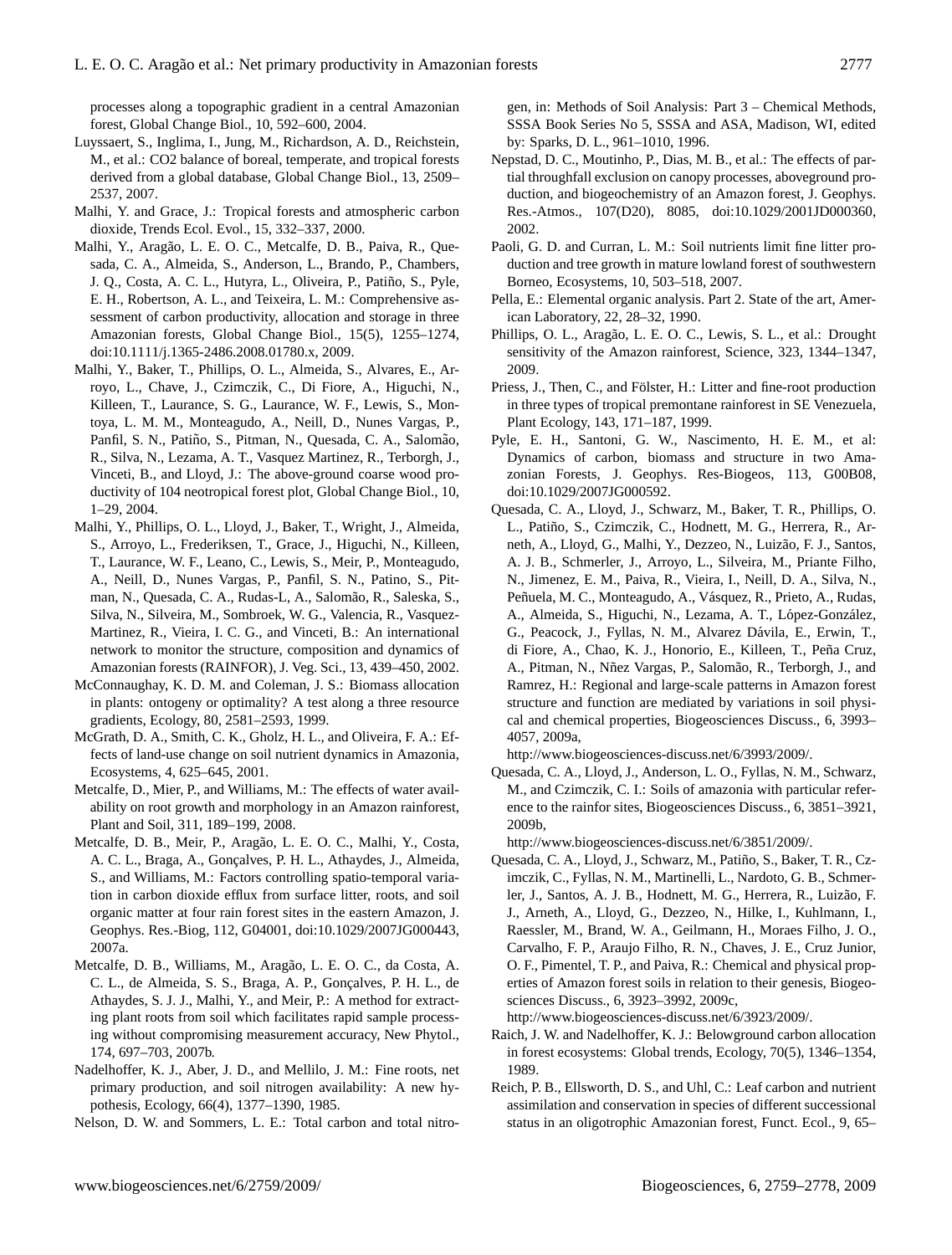processes along a topographic gradient in a central Amazonian forest, Global Change Biol., 10, 592–600, 2004.

Luyssaert, S., Inglima, I., Jung, M., Richardson, A. D., Reichstein, M., et al.: CO2 balance of boreal, temperate, and tropical forests derived from a global database, Global Change Biol., 13, 2509–2537, 2007.

Malhi, Y. and Grace, J.: Tropical forests and atmospheric carbon dioxide, Trends Ecol. Evol., 15, 332–337, 2000.

Malhi, Y., Aragão, L. E. O. C., Metcalfe, D. B., Paiva, R., Quesada, C. A., Almeida, S., Anderson, L., Brando, P., Chambers, J. Q., Costa, A. C. L., Hutyra, L., Oliveira, P., Patiño, S., Pyle, E. H., Robertson, A. L., and Teixeira, L. M.: Comprehensive assessment of carbon productivity, allocation and storage in three Amazonian forests, Global Change Biol., 15(5), 1255–1274, doi:10.1111/j.1365-2486.2008.01780.x, 2009.

Malhi, Y., Baker, T., Phillips, O. L., Almeida, S., Alvares, E., Arroyo, L., Chave, J., Czimczik, C., Di Fiore, A., Higuchi, N., Killeen, T., Laurance, S. G., Laurance, W. F., Lewis, S., Montoya, L. M. M., Monteagudo, A., Neill, D., Nunes Vargas, P., Panfil, S. N., Patiño, S., Pitman, N., Quesada, C. A., Salomão, R., Silva, N., Lezama, A. T., Vasquez Martinez, R., Terborgh, J., Vinceti, B., and Lloyd, J.: The above-ground coarse wood productivity of 104 neotropical forest plot, Global Change Biol., 10, 1–29, 2004.

Malhi, Y., Phillips, O. L., Lloyd, J., Baker, T., Wright, J., Almeida, S., Arroyo, L., Frederiksen, T., Grace, J., Higuchi, N., Killeen, T., Laurance, W. F., Leano, C., Lewis, S., Meir, P., Monteagudo, A., Neill, D., Nunes Vargas, P., Panfil, S. N., Patino, S., Pitman, N., Quesada, C. A., Rudas-L, A., Salomão, R., Saleska, S., Silva, N., Silveira, M., Sombroek, W. G., Valencia, R., Vasquez-Martinez, R., Vieira, I. C. G., and Vinceti, B.: An international network to monitor the structure, composition and dynamics of Amazonian forests (RAINFOR), J. Veg. Sci., 13, 439–450, 2002.

McConnaughay, K. D. M. and Coleman, J. S.: Biomass allocation in plants: ontogeny or optimality? A test along a three resource gradients, Ecology, 80, 2581–2593, 1999.

McGrath, D. A., Smith, C. K., Gholz, H. L., and Oliveira, F. A.: Effects of land-use change on soil nutrient dynamics in Amazonia, Ecosystems, 4, 625–645, 2001.

Metcalfe, D., Mier, P., and Williams, M.: The effects of water availability on root growth and morphology in an Amazon rainforest, Plant and Soil, 311, 189–199, 2008.

Metcalfe, D. B., Meir, P., Aragão, L. E. O. C., Malhi, Y., Costa, A. C. L., Braga, A., Gonçalves, P. H. L., Athaydes, J., Almeida, S., and Williams, M.: Factors controlling spatio-temporal variation in carbon dioxide efflux from surface litter, roots, and soil organic matter at four rain forest sites in the eastern Amazon, J. Geophys. Res.-Biog, 112, G04001, doi:10.1029/2007JG000443, 2007a.

Metcalfe, D. B., Williams, M., Aragão, L. E. O. C., da Costa, A. C. L., de Almeida, S. S., Braga, A. P., Gonçalves, P. H. L., de Athaydes, S. J. J., Malhi, Y., and Meir, P.: A method for extracting plant roots from soil which facilitates rapid sample processing without compromising measurement accuracy, New Phytol., 174, 697–703, 2007b.

Nadelhoffer, K. J., Aber, J. D., and Mellilo, J. M.: Fine roots, net primary production, and soil nitrogen availability: A new hypothesis, Ecology, 66(4), 1377–1390, 1985.

Nelson, D. W. and Sommers, L. E.: Total carbon and total nitrogen, in: Methods of Soil Analysis: Part 3 – Chemical Methods, SSSA Book Series No 5, SSSA and ASA, Madison, WI, edited by: Sparks, D. L., 961–1010, 1996.

Nepstad, D. C., Moutinho, P., Dias, M. B., et al.: The effects of partial throughfall exclusion on canopy processes, aboveground production, and biogeochemistry of an Amazon forest, J. Geophys. Res.-Atmos., 107(D20), 8085, doi:10.1029/2001JD000360, 2002.

Paoli, G. D. and Curran, L. M.: Soil nutrients limit fine litter production and tree growth in mature lowland forest of southwestern Borneo, Ecosystems, 10, 503–518, 2007.

Pella, E.: Elemental organic analysis. Part 2. State of the art, American Laboratory, 22, 28–32, 1990.

Phillips, O. L., Aragão, L. E. O. C., Lewis, S. L., et al.: Drought sensitivity of the Amazon rainforest, Science, 323, 1344–1347, 2009.

Priess, J., Then, C., and Fölster, H.: Litter and fine-root production in three types of tropical premontane rainforest in SE Venezuela, Plant Ecology, 143, 171–187, 1999.

Pyle, E. H., Santoni, G. W., Nascimento, H. E. M., et al: Dynamics of carbon, biomass and structure in two Amazonian Forests, J. Geophys. Res-Biogeos, 113, G00B08, doi:10.1029/2007JG000592.

Quesada, C. A., Lloyd, J., Schwarz, M., Baker, T. R., Phillips, O. L., Patiño, S., Czimczik, C., Hodnett, M. G., Herrera, R., Arneth, A., Lloyd, G., Malhi, Y., Dezzeo, N., Luizão, F. J., Santos, A. J. B., Schmerler, J., Arroyo, L., Silveira, M., Priante Filho, N., Jimenez, E. M., Paiva, R., Vieira, I., Neill, D. A., Silva, N., Peñuela, M. C., Monteagudo, A., Vásquez, R., Prieto, A., Rudas, A., Almeida, S., Higuchi, N., Lezama, A. T., López-González, G., Peacock, J., Fyllas, N. M., Alvarez Dávila, E., Erwin, T., di Fiore, A., Chao, K. J., Honorio, E., Killeen, T., Peña Cruz, A., Pitman, N., Nñez Vargas, P., Salomão, R., Terborgh, J., and Ramrez, H.: Regional and large-scale patterns in Amazon forest structure and function are mediated by variations in soil physical and chemical properties, Biogeosciences Discuss., 6, 3993–4057, 2009a,
http://www.biogeosciences-discuss.net/6/3993/2009/.

Quesada, C. A., Lloyd, J., Anderson, L. O., Fyllas, N. M., Schwarz, M., and Czimczik, C. I.: Soils of amazonia with particular reference to the rainfor sites, Biogeosciences Discuss., 6, 3851–3921, 2009b,
http://www.biogeosciences-discuss.net/6/3851/2009/.

Quesada, C. A., Lloyd, J., Schwarz, M., Patiño, S., Baker, T. R., Czimczik, C., Fyllas, N. M., Martinelli, L., Nardoto, G. B., Schmerler, J., Santos, A. J. B., Hodnett, M. G., Herrera, R., Luizão, F. J., Arneth, A., Lloyd, G., Dezzeo, N., Hilke, I., Kuhlmann, I., Raessler, M., Brand, W. A., Geilmann, H., Moraes Filho, J. O., Carvalho, F. P., Araujo Filho, R. N., Chaves, J. E., Cruz Junior, O. F., Pimentel, T. P., and Paiva, R.: Chemical and physical properties of Amazon forest soils in relation to their genesis, Biogeosciences Discuss., 6, 3923–3992, 2009c,
http://www.biogeosciences-discuss.net/6/3923/2009/.

Raich, J. W. and Nadelhoffer, K. J.: Belowground carbon allocation in forest ecosystems: Global trends, Ecology, 70(5), 1346–1354, 1989.

Reich, P. B., Ellsworth, D. S., and Uhl, C.: Leaf carbon and nutrient assimilation and conservation in species of different successional status in an oligotrophic Amazonian forest, Funct. Ecol., 9, 65–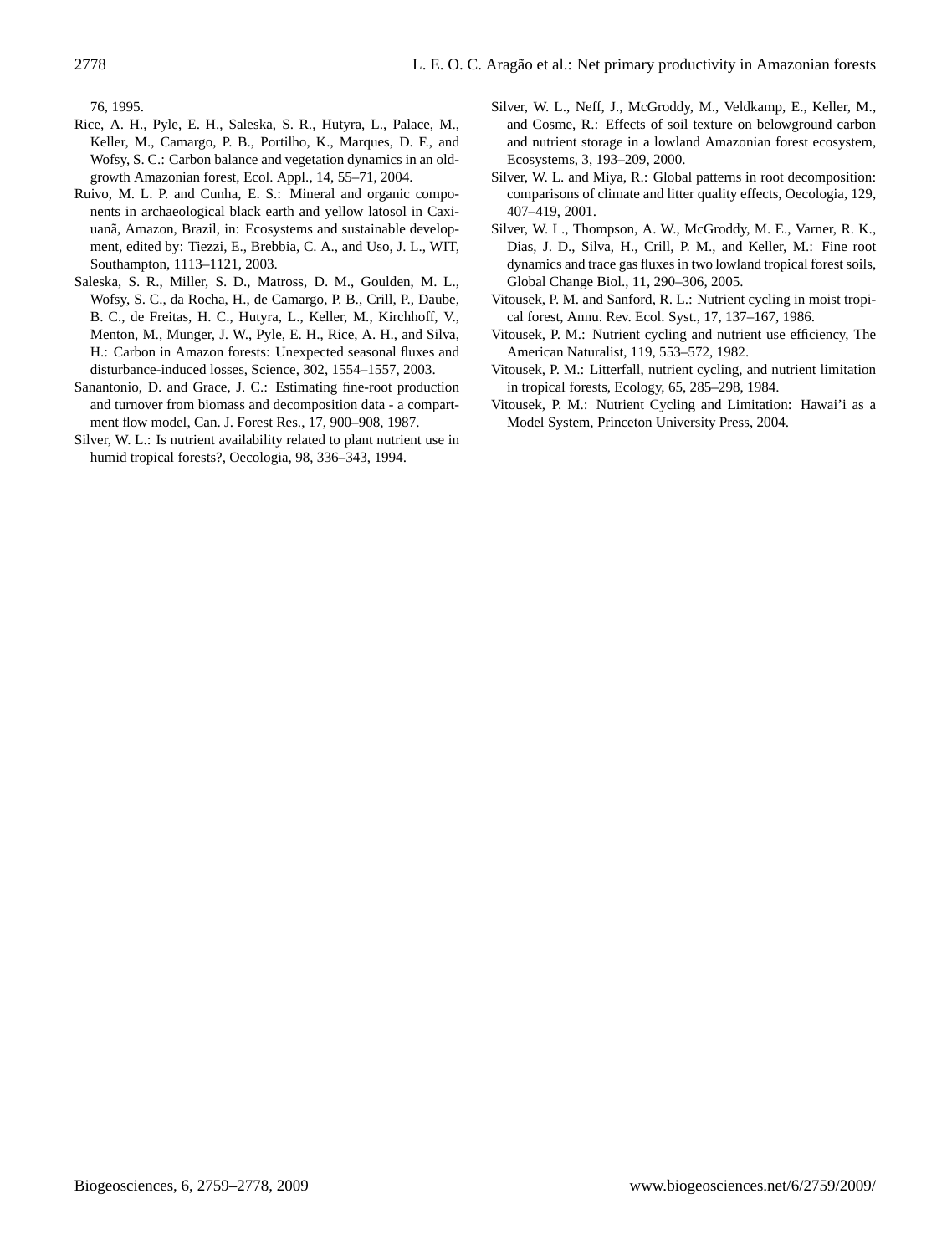76, 1995.

Rice, A. H., Pyle, E. H., Saleska, S. R., Hutyra, L., Palace, M., Keller, M., Camargo, P. B., Portilho, K., Marques, D. F., and Wofsy, S. C.: Carbon balance and vegetation dynamics in an old-growth Amazonian forest, Ecol. Appl., 14, 55–71, 2004.

Ruivo, M. L. P. and Cunha, E. S.: Mineral and organic components in archaeological black earth and yellow latosol in Caxiuanã, Amazon, Brazil, in: Ecosystems and sustainable development, edited by: Tiezzi, E., Brebbia, C. A., and Uso, J. L., WIT, Southampton, 1113–1121, 2003.

Saleska, S. R., Miller, S. D., Matross, D. M., Goulden, M. L., Wofsy, S. C., da Rocha, H., de Camargo, P. B., Crill, P., Daube, B. C., de Freitas, H. C., Hutyra, L., Keller, M., Kirchhoff, V., Menton, M., Munger, J. W., Pyle, E. H., Rice, A. H., and Silva, H.: Carbon in Amazon forests: Unexpected seasonal fluxes and disturbance-induced losses, Science, 302, 1554–1557, 2003.

Sanantonio, D. and Grace, J. C.: Estimating fine-root production and turnover from biomass and decomposition data - a compartment flow model, Can. J. Forest Res., 17, 900–908, 1987.

Silver, W. L.: Is nutrient availability related to plant nutrient use in humid tropical forests?, Oecologia, 98, 336–343, 1994.

Silver, W. L., Neff, J., McGroddy, M., Veldkamp, E., Keller, M., and Cosme, R.: Effects of soil texture on belowground carbon and nutrient storage in a lowland Amazonian forest ecosystem, Ecosystems, 3, 193–209, 2000.

Silver, W. L. and Miya, R.: Global patterns in root decomposition: comparisons of climate and litter quality effects, Oecologia, 129, 407–419, 2001.

Silver, W. L., Thompson, A. W., McGroddy, M. E., Varner, R. K., Dias, J. D., Silva, H., Crill, P. M., and Keller, M.: Fine root dynamics and trace gas fluxes in two lowland tropical forest soils, Global Change Biol., 11, 290–306, 2005.

Vitousek, P. M. and Sanford, R. L.: Nutrient cycling in moist tropical forest, Annu. Rev. Ecol. Syst., 17, 137–167, 1986.

Vitousek, P. M.: Nutrient cycling and nutrient use efficiency, The American Naturalist, 119, 553–572, 1982.

Vitousek, P. M.: Litterfall, nutrient cycling, and nutrient limitation in tropical forests, Ecology, 65, 285–298, 1984.

Vitousek, P. M.: Nutrient Cycling and Limitation: Hawai'i as a Model System, Princeton University Press, 2004.